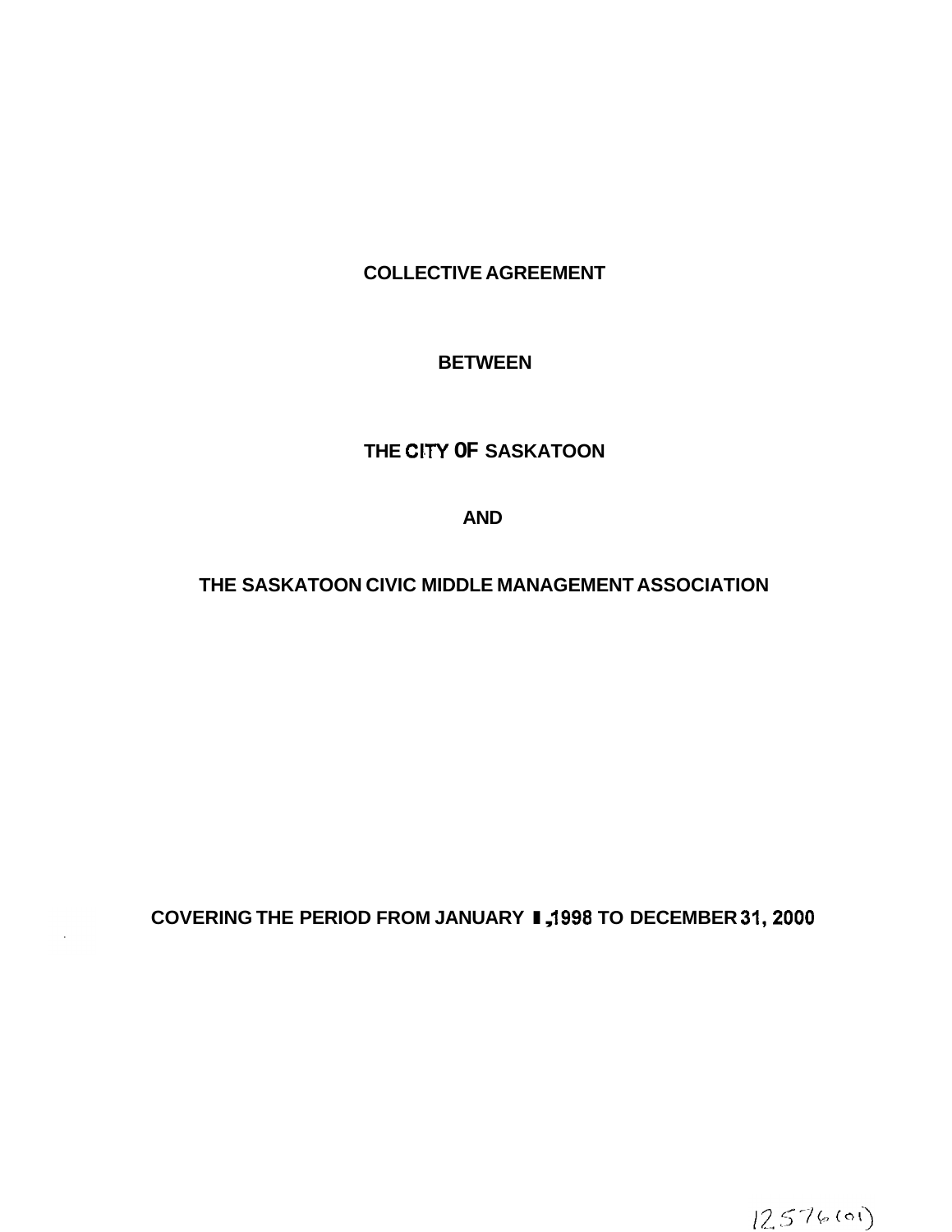**COLLECTIVE AGREEMENT**

**BETWEEN**

**THE CITY OF SASKATOON**

**AND**

**THE SASKATOON CIVIC MIDDLE MANAGEMENT ASSOCIATION**

**COVERING THE PERIOD FROM JANUARY 1, 1998 TO DECEMBER 31, 2000**

12576(01)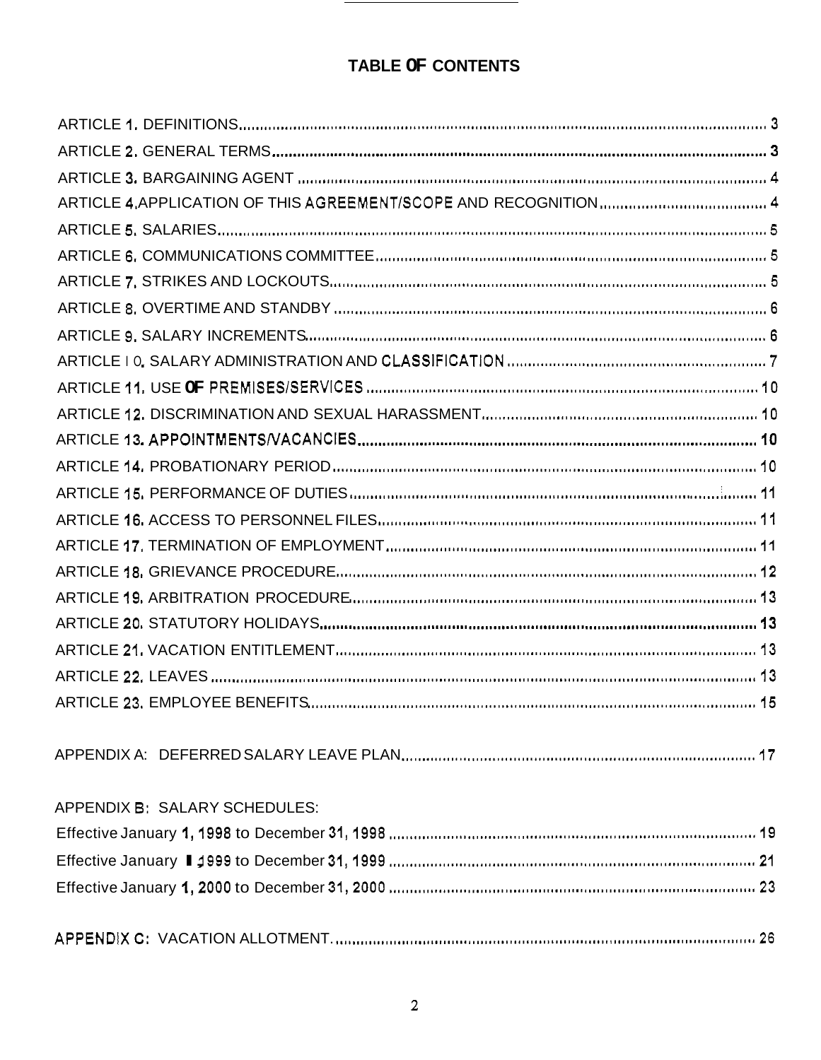# TABLE OF CONTENTS

| | |
|---|---|
| ARTICLE 1. DEFINITIONS | 3 |
| ARTICLE 2. GENERAL TERMS | 3 |
| ARTICLE 3. BARGAINING AGENT | 4 |
| ARTICLE 4. APPLICATION OF THIS AGREEMENT/SCOPE AND RECOGNITION | 4 |
| ARTICLE 5. SALARIES | 5 |
| ARTICLE 6. COMMUNICATIONS COMMITTEE | 5 |
| ARTICLE 7. STRIKES AND LOCKOUTS | 5 |
| ARTICLE 8. OVERTIME AND STANDBY | 6 |
| ARTICLE 9. SALARY INCREMENTS | 6 |
| ARTICLE 10. SALARY ADMINISTRATION AND CLASSIFICATION | 7 |
| ARTICLE 11. USE OF PREMISES/SERVICES | 10 |
| ARTICLE 12. DISCRIMINATION AND SEXUAL HARASSMENT | 10 |
| ARTICLE 13. APPOINTMENTS/VACANCIES | 10 |
| ARTICLE 14. PROBATIONARY PERIOD | 10 |
| ARTICLE 15. PERFORMANCE OF DUTIES | 11 |
| ARTICLE 16. ACCESS TO PERSONNEL FILES | 11 |
| ARTICLE 17. TERMINATION OF EMPLOYMENT | 11 |
| ARTICLE 18. GRIEVANCE PROCEDURE | 12 |
| ARTICLE 19. ARBITRATION PROCEDURE | 13 |
| ARTICLE 20. STATUTORY HOLIDAYS | 13 |
| ARTICLE 21. VACATION ENTITLEMENT | 13 |
| ARTICLE 22. LEAVES | 13 |
| ARTICLE 23. EMPLOYEE BENEFITS | 15 |
| | |
| APPENDIX A: DEFERRED SALARY LEAVE PLAN | 17 |
| | |
| APPENDIX B: SALARY SCHEDULES: | |
| Effective January 1, 1998 to December 31, 1998 | 19 |
| Effective January 1, 1999 to December 31, 1999 | 21 |
| Effective January 1, 2000 to December 31, 2000 | 23 |
| | |
| APPENDIX C: VACATION ALLOTMENT. | 26 |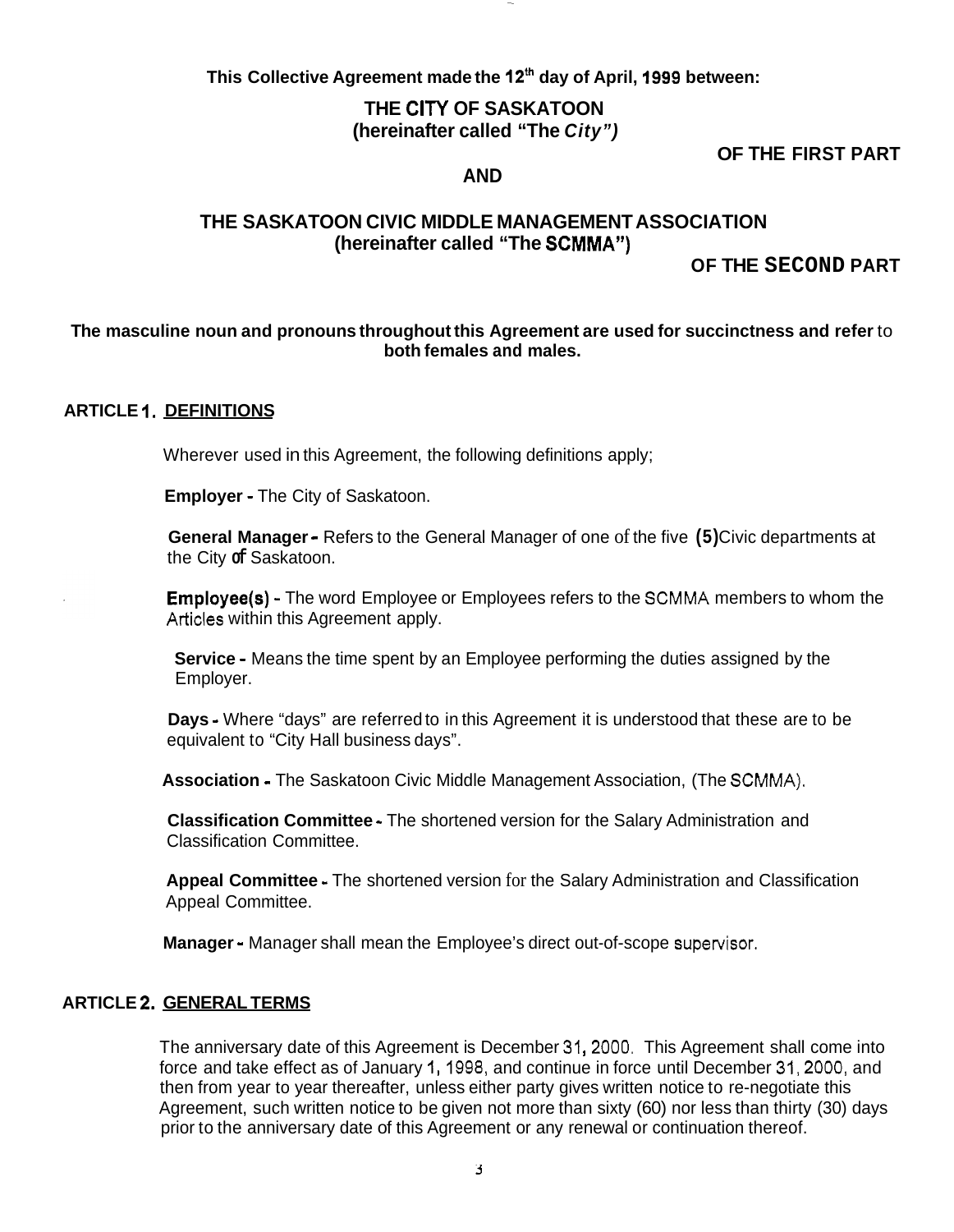**This Collective Agreement made the 12th day of April, 1999 between:**

**THE CITY OF SASKATOON**
**(hereinafter called "The *City*")**

**OF THE FIRST PART**

**AND**

**THE SASKATOON CIVIC MIDDLE MANAGEMENT ASSOCIATION**
**(hereinafter called "The SCMMA")**

**OF THE SECOND PART**

**The masculine noun and pronouns throughout this Agreement are used for succinctness and refer to both females and males.**

## ARTICLE 1. DEFINITIONS

Wherever used in this Agreement, the following definitions apply;

**Employer -** The City of Saskatoon.

**General Manager -** Refers to the General Manager of one of the five (5) Civic departments at the City of Saskatoon.

**Employee(s) -** The word Employee or Employees refers to the SCMMA members to whom the Articles within this Agreement apply.

**Service -** Means the time spent by an Employee performing the duties assigned by the Employer.

**Days -** Where "days" are referred to in this Agreement it is understood that these are to be equivalent to "City Hall business days".

**Association -** The Saskatoon Civic Middle Management Association, (The SCMMA).

**Classification Committee -** The shortened version for the Salary Administration and Classification Committee.

**Appeal Committee -** The shortened version for the Salary Administration and Classification Appeal Committee.

**Manager -** Manager shall mean the Employee's direct out-of-scope supervisor.

## ARTICLE 2. GENERAL TERMS

The anniversary date of this Agreement is December 31, 2000. This Agreement shall come into force and take effect as of January 1, 1998, and continue in force until December 31, 2000, and then from year to year thereafter, unless either party gives written notice to re-negotiate this Agreement, such written notice to be given not more than sixty (60) nor less than thirty (30) days prior to the anniversary date of this Agreement or any renewal or continuation thereof.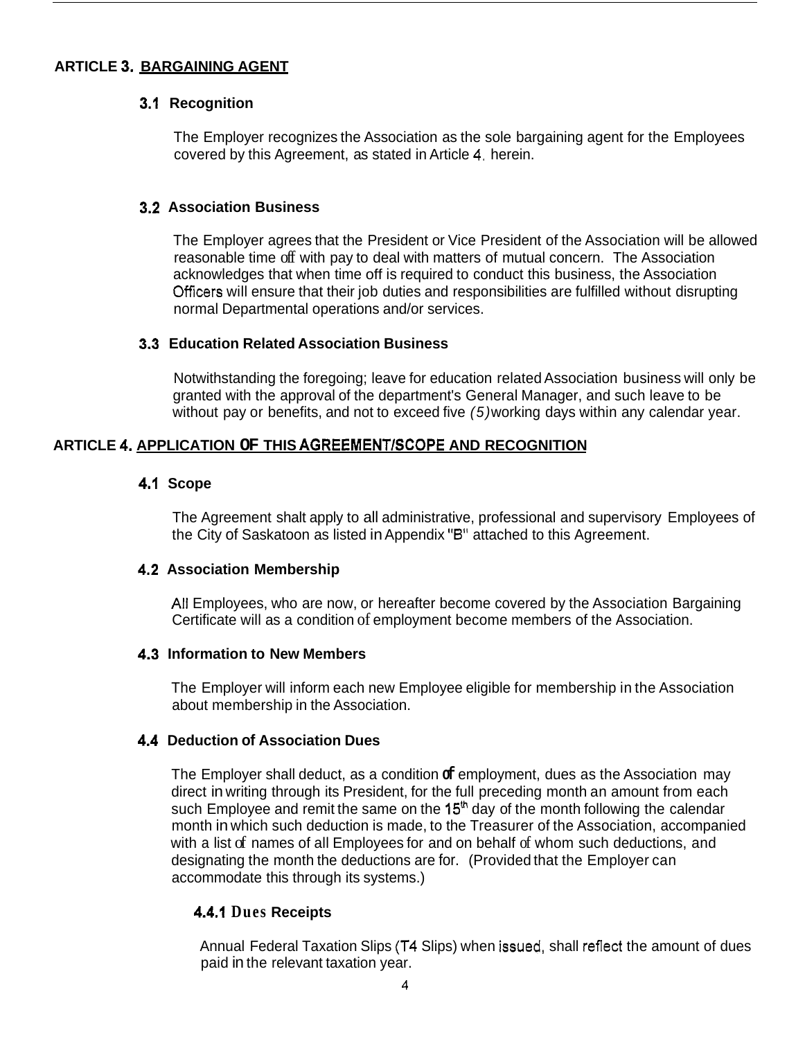## ARTICLE 3. BARGAINING AGENT

### 3.1 Recognition

The Employer recognizes the Association as the sole bargaining agent for the Employees covered by this Agreement, as stated in Article 4. herein.

### 3.2 Association Business

The Employer agrees that the President or Vice President of the Association will be allowed reasonable time off with pay to deal with matters of mutual concern. The Association acknowledges that when time off is required to conduct this business, the Association Officers will ensure that their job duties and responsibilities are fulfilled without disrupting normal Departmental operations and/or services.

### 3.3 Education Related Association Business

Notwithstanding the foregoing; leave for education related Association business will only be granted with the approval of the department's General Manager, and such leave to be without pay or benefits, and not to exceed five *(5)* working days within any calendar year.

## ARTICLE 4. APPLICATION OF THIS AGREEMENT/SCOPE AND RECOGNITION

### 4.1 Scope

The Agreement shalt apply to all administrative, professional and supervisory Employees of the City of Saskatoon as listed in Appendix "B" attached to this Agreement.

### 4.2 Association Membership

All Employees, who are now, or hereafter become covered by the Association Bargaining Certificate will as a condition of employment become members of the Association.

### 4.3 Information to New Members

The Employer will inform each new Employee eligible for membership in the Association about membership in the Association.

### 4.4 Deduction of Association Dues

The Employer shall deduct, as a condition of employment, dues as the Association may direct in writing through its President, for the full preceding month an amount from each such Employee and remit the same on the 15th day of the month following the calendar month in which such deduction is made, to the Treasurer of the Association, accompanied with a list of names of all Employees for and on behalf of whom such deductions, and designating the month the deductions are for. (Provided that the Employer can accommodate this through its systems.)

#### 4.4.1 Dues Receipts

Annual Federal Taxation Slips (T4 Slips) when issued, shall reflect the amount of dues paid in the relevant taxation year.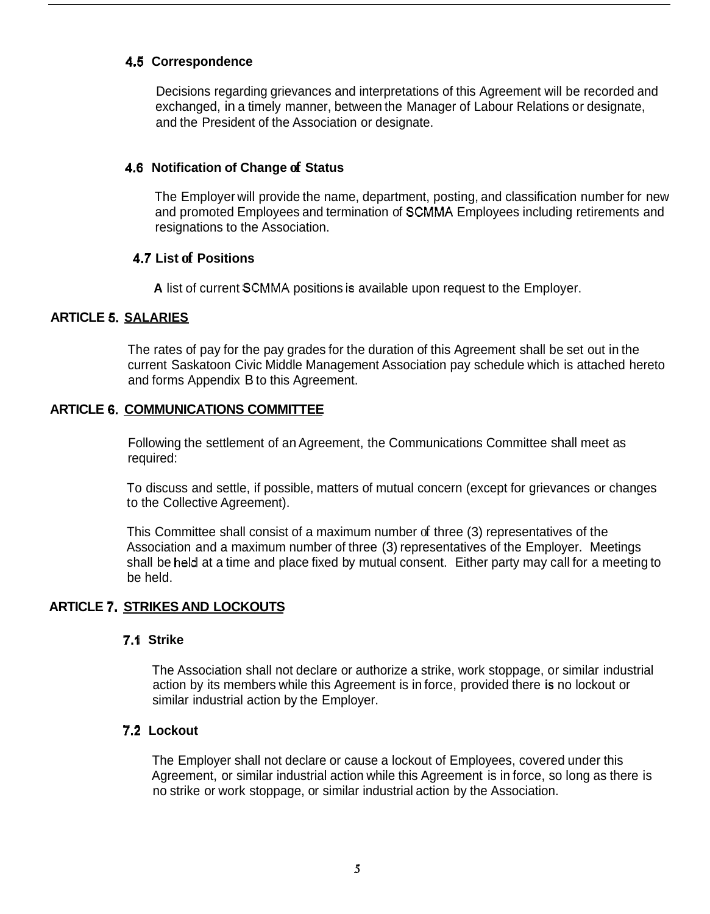### 4.5 Correspondence

Decisions regarding grievances and interpretations of this Agreement will be recorded and exchanged, in a timely manner, between the Manager of Labour Relations or designate, and the President of the Association or designate.

### 4.6 Notification of Change of Status

The Employer will provide the name, department, posting, and classification number for new and promoted Employees and termination of SCMMA Employees including retirements and resignations to the Association.

### 4.7 List of Positions

A list of current SCMMA positions is available upon request to the Employer.

## ARTICLE 5. SALARIES

The rates of pay for the pay grades for the duration of this Agreement shall be set out in the current Saskatoon Civic Middle Management Association pay schedule which is attached hereto and forms Appendix B to this Agreement.

## ARTICLE 6. COMMUNICATIONS COMMITTEE

Following the settlement of an Agreement, the Communications Committee shall meet as required:

To discuss and settle, if possible, matters of mutual concern (except for grievances or changes to the Collective Agreement).

This Committee shall consist of a maximum number of three (3) representatives of the Association and a maximum number of three (3) representatives of the Employer. Meetings shall be held at a time and place fixed by mutual consent. Either party may call for a meeting to be held.

## ARTICLE 7. STRIKES AND LOCKOUTS

### 7.1 Strike

The Association shall not declare or authorize a strike, work stoppage, or similar industrial action by its members while this Agreement is in force, provided there is no lockout or similar industrial action by the Employer.

### 7.2 Lockout

The Employer shall not declare or cause a lockout of Employees, covered under this Agreement, or similar industrial action while this Agreement is in force, so long as there is no strike or work stoppage, or similar industrial action by the Association.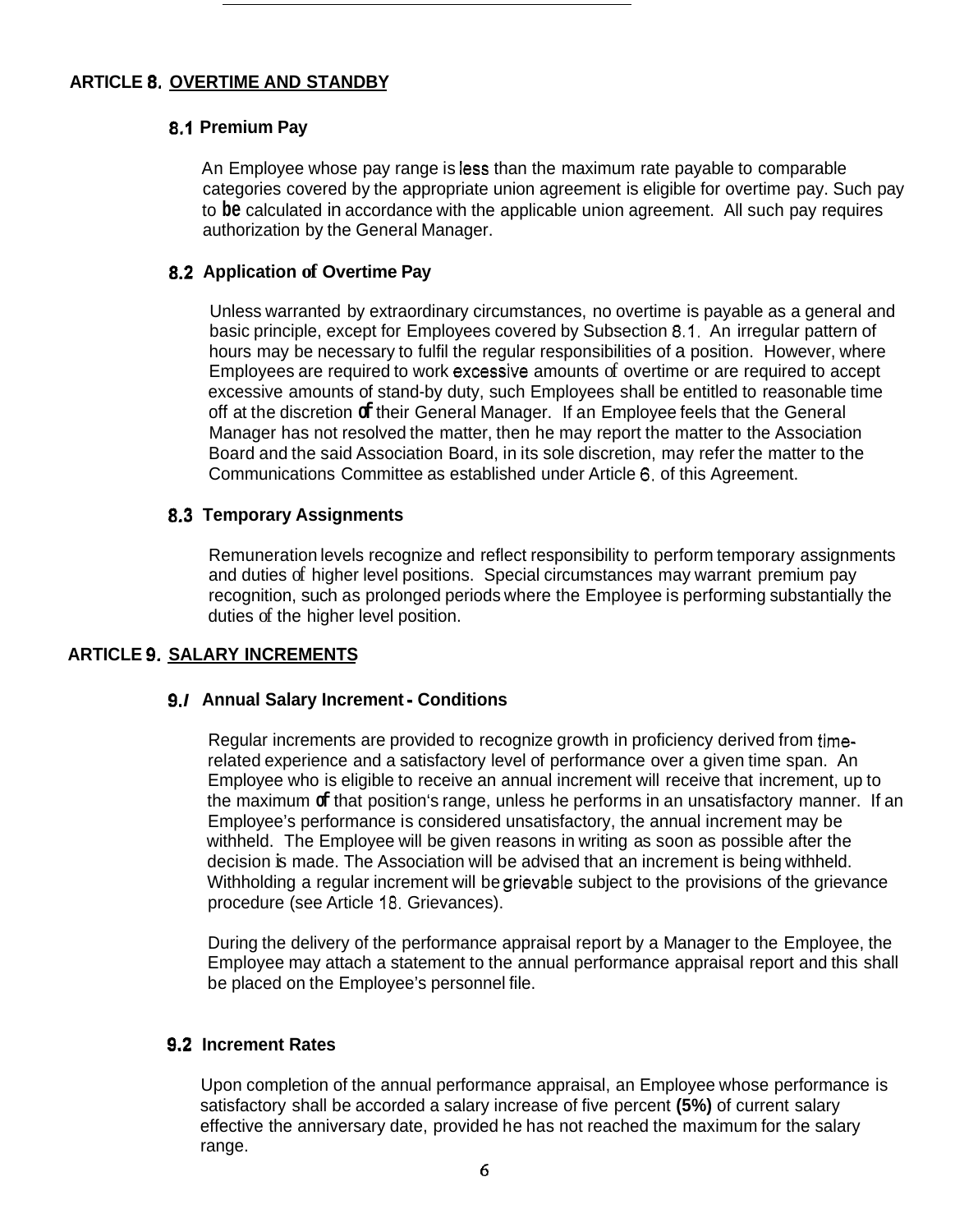## ARTICLE 8. OVERTIME AND STANDBY

### 8.1 Premium Pay

An Employee whose pay range is less than the maximum rate payable to comparable categories covered by the appropriate union agreement is eligible for overtime pay. Such pay to be calculated in accordance with the applicable union agreement. All such pay requires authorization by the General Manager.

### 8.2 Application of Overtime Pay

Unless warranted by extraordinary circumstances, no overtime is payable as a general and basic principle, except for Employees covered by Subsection 8.1. An irregular pattern of hours may be necessary to fulfil the regular responsibilities of a position. However, where Employees are required to work excessive amounts of overtime or are required to accept excessive amounts of stand-by duty, such Employees shall be entitled to reasonable time off at the discretion of their General Manager. If an Employee feels that the General Manager has not resolved the matter, then he may report the matter to the Association Board and the said Association Board, in its sole discretion, may refer the matter to the Communications Committee as established under Article 6. of this Agreement.

### 8.3 Temporary Assignments

Remuneration levels recognize and reflect responsibility to perform temporary assignments and duties of higher level positions. Special circumstances may warrant premium pay recognition, such as prolonged periods where the Employee is performing substantially the duties of the higher level position.

## ARTICLE 9. SALARY INCREMENTS

### 9.1 Annual Salary Increment - Conditions

Regular increments are provided to recognize growth in proficiency derived from time-related experience and a satisfactory level of performance over a given time span. An Employee who is eligible to receive an annual increment will receive that increment, up to the maximum of that position's range, unless he performs in an unsatisfactory manner. If an Employee's performance is considered unsatisfactory, the annual increment may be withheld. The Employee will be given reasons in writing as soon as possible after the decision is made. The Association will be advised that an increment is being withheld. Withholding a regular increment will be grievable subject to the provisions of the grievance procedure (see Article 18. Grievances).

During the delivery of the performance appraisal report by a Manager to the Employee, the Employee may attach a statement to the annual performance appraisal report and this shall be placed on the Employee's personnel file.

### 9.2 Increment Rates

Upon completion of the annual performance appraisal, an Employee whose performance is satisfactory shall be accorded a salary increase of five percent **(5%)** of current salary effective the anniversary date, provided he has not reached the maximum for the salary range.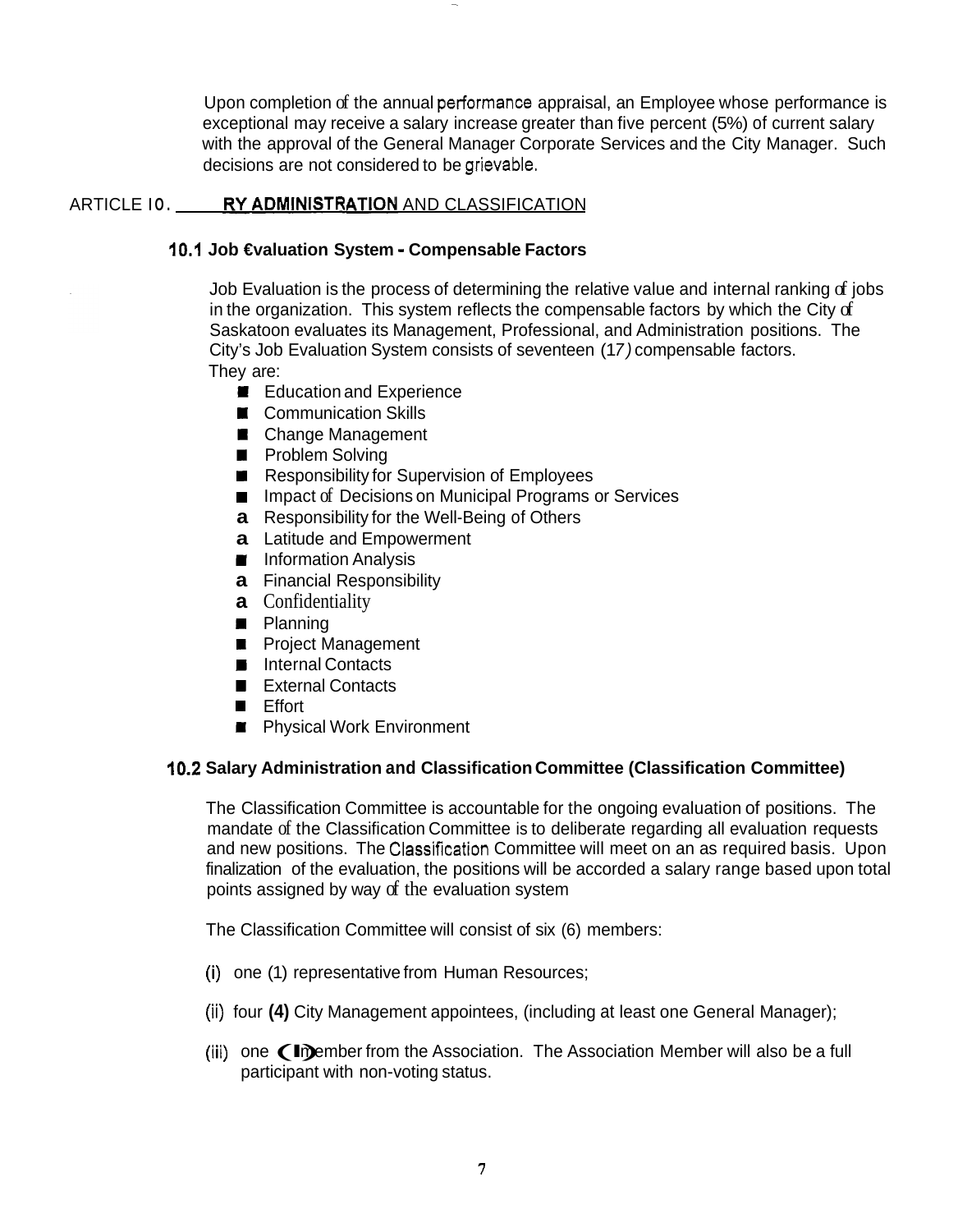Upon completion of the annual performance appraisal, an Employee whose performance is exceptional may receive a salary increase greater than five percent (5%) of current salary with the approval of the General Manager Corporate Services and the City Manager. Such decisions are not considered to be grievable.

## ARTICLE 10. SALARY ADMINISTRATION AND CLASSIFICATION

### 10.1 Job Evaluation System - Compensable Factors

Job Evaluation is the process of determining the relative value and internal ranking of jobs in the organization. This system reflects the compensable factors by which the City of Saskatoon evaluates its Management, Professional, and Administration positions. The City's Job Evaluation System consists of seventeen (17) compensable factors. They are:

- Education and Experience
- Communication Skills
- Change Management
- Problem Solving
- Responsibility for Supervision of Employees
- Impact of Decisions on Municipal Programs or Services
- Responsibility for the Well-Being of Others
- Latitude and Empowerment
- Information Analysis
- Financial Responsibility
- Confidentiality
- Planning
- Project Management
- Internal Contacts
- External Contacts
- Effort
- Physical Work Environment

### 10.2 Salary Administration and Classification Committee (Classification Committee)

The Classification Committee is accountable for the ongoing evaluation of positions. The mandate of the Classification Committee is to deliberate regarding all evaluation requests and new positions. The Classification Committee will meet on an as required basis. Upon finalization of the evaluation, the positions will be accorded a salary range based upon total points assigned by way of the evaluation system

The Classification Committee will consist of six (6) members:

(i) one (1) representative from Human Resources;

(ii) four (4) City Management appointees, (including at least one General Manager);

(iii) one (1) member from the Association. The Association Member will also be a full participant with non-voting status.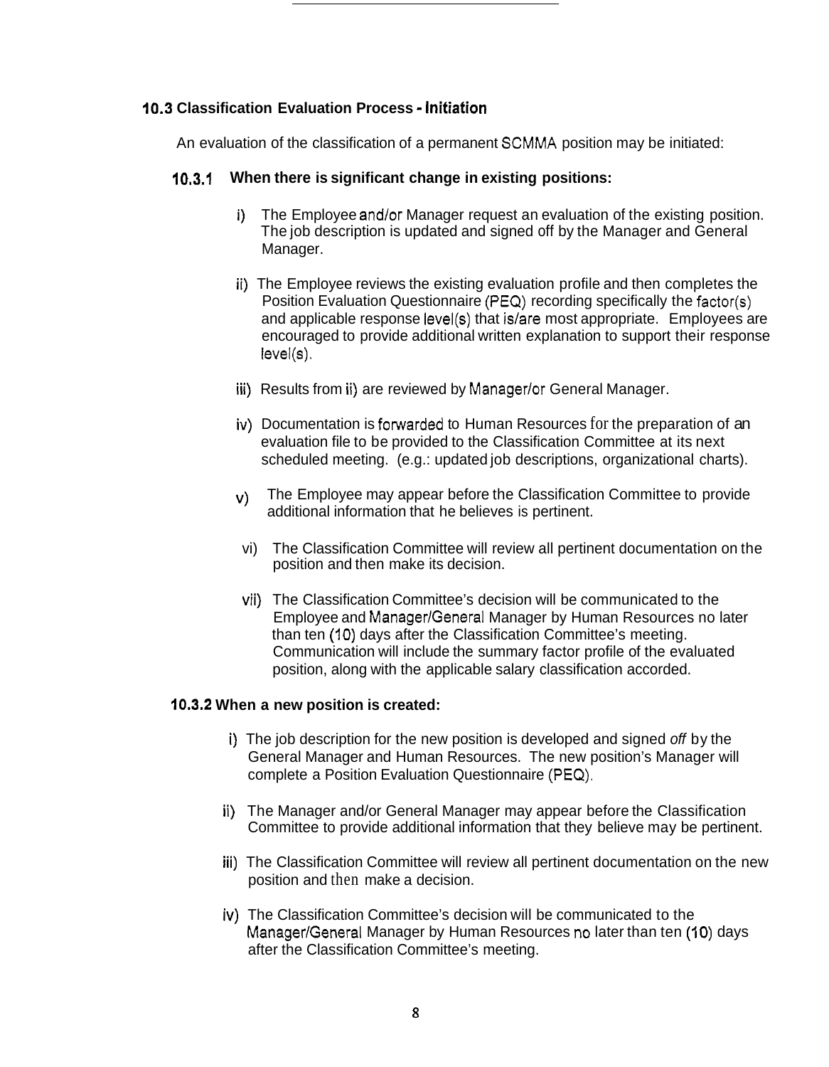### 10.3 Classification Evaluation Process - Initiation

An evaluation of the classification of a permanent SCMMA position may be initiated:

#### 10.3.1 When there is significant change in existing positions:

i) The Employee and/or Manager request an evaluation of the existing position. The job description is updated and signed off by the Manager and General Manager.

ii) The Employee reviews the existing evaluation profile and then completes the Position Evaluation Questionnaire (PEQ) recording specifically the factor(s) and applicable response level(s) that is/are most appropriate. Employees are encouraged to provide additional written explanation to support their response level(s).

iii) Results from ii) are reviewed by Manager/or General Manager.

iv) Documentation is forwarded to Human Resources for the preparation of an evaluation file to be provided to the Classification Committee at its next scheduled meeting. (e.g.: updated job descriptions, organizational charts).

v) The Employee may appear before the Classification Committee to provide additional information that he believes is pertinent.

vi) The Classification Committee will review all pertinent documentation on the position and then make its decision.

vii) The Classification Committee's decision will be communicated to the Employee and Manager/General Manager by Human Resources no later than ten (10) days after the Classification Committee's meeting. Communication will include the summary factor profile of the evaluated position, along with the applicable salary classification accorded.

#### 10.3.2 When a new position is created:

i) The job description for the new position is developed and signed *off* by the General Manager and Human Resources. The new position's Manager will complete a Position Evaluation Questionnaire (PEQ).

ii) The Manager and/or General Manager may appear before the Classification Committee to provide additional information that they believe may be pertinent.

iii) The Classification Committee will review all pertinent documentation on the new position and then make a decision.

iv) The Classification Committee's decision will be communicated to the Manager/General Manager by Human Resources no later than ten (10) days after the Classification Committee's meeting.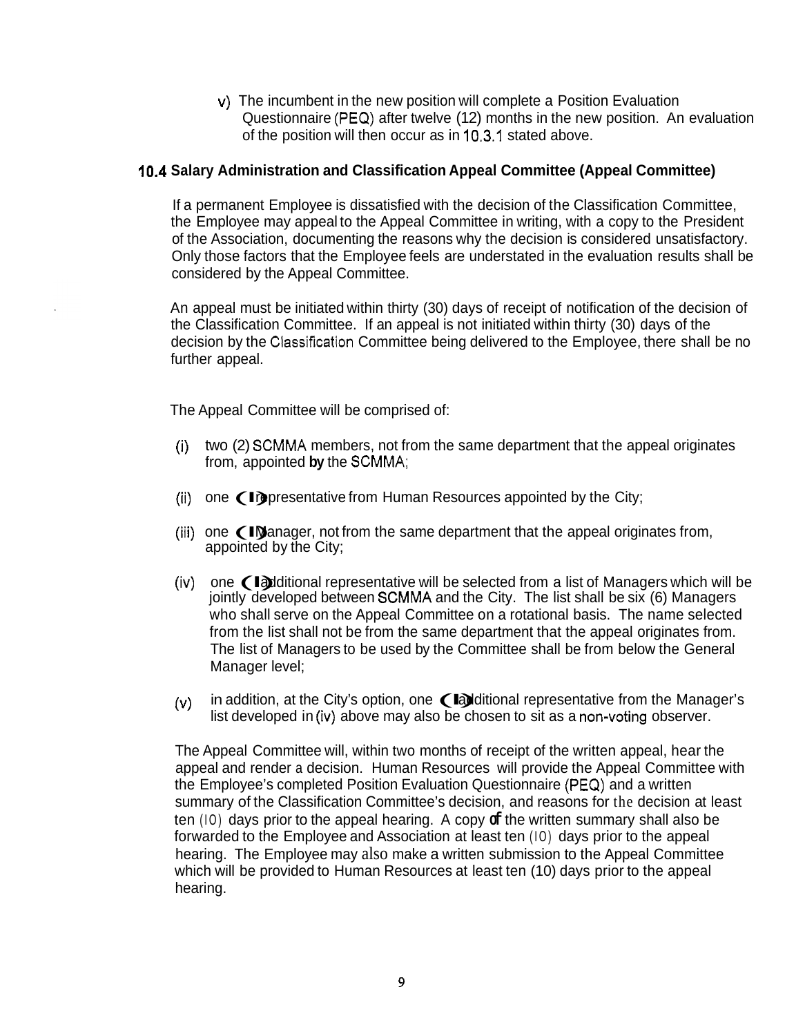v) The incumbent in the new position will complete a Position Evaluation Questionnaire (PEQ) after twelve (12) months in the new position. An evaluation of the position will then occur as in 10.3.1 stated above.

### 10.4 Salary Administration and Classification Appeal Committee (Appeal Committee)

If a permanent Employee is dissatisfied with the decision of the Classification Committee, the Employee may appeal to the Appeal Committee in writing, with a copy to the President of the Association, documenting the reasons why the decision is considered unsatisfactory. Only those factors that the Employee feels are understated in the evaluation results shall be considered by the Appeal Committee.

An appeal must be initiated within thirty (30) days of receipt of notification of the decision of the Classification Committee. If an appeal is not initiated within thirty (30) days of the decision by the Classification Committee being delivered to the Employee, there shall be no further appeal.

The Appeal Committee will be comprised of:

(i) two (2) SCMMA members, not from the same department that the appeal originates from, appointed **by** the SCMMA;

(ii) one (1) representative from Human Resources appointed by the City;

(iii) one (1) Manager, not from the same department that the appeal originates from, appointed by the City;

(iv) one (1) additional representative will be selected from a list of Managers which will be jointly developed between SCMMA and the City. The list shall be six (6) Managers who shall serve on the Appeal Committee on a rotational basis. The name selected from the list shall not be from the same department that the appeal originates from. The list of Managers to be used by the Committee shall be from below the General Manager level;

(v) in addition, at the City's option, one (1) additional representative from the Manager's list developed in (iv) above may also be chosen to sit as a non-voting observer.

The Appeal Committee will, within two months of receipt of the written appeal, hear the appeal and render a decision. Human Resources will provide the Appeal Committee with the Employee's completed Position Evaluation Questionnaire (PEQ) and a written summary of the Classification Committee's decision, and reasons for the decision at least ten (10) days prior to the appeal hearing. A copy of the written summary shall also be forwarded to the Employee and Association at least ten (10) days prior to the appeal hearing. The Employee may also make a written submission to the Appeal Committee which will be provided to Human Resources at least ten (10) days prior to the appeal hearing.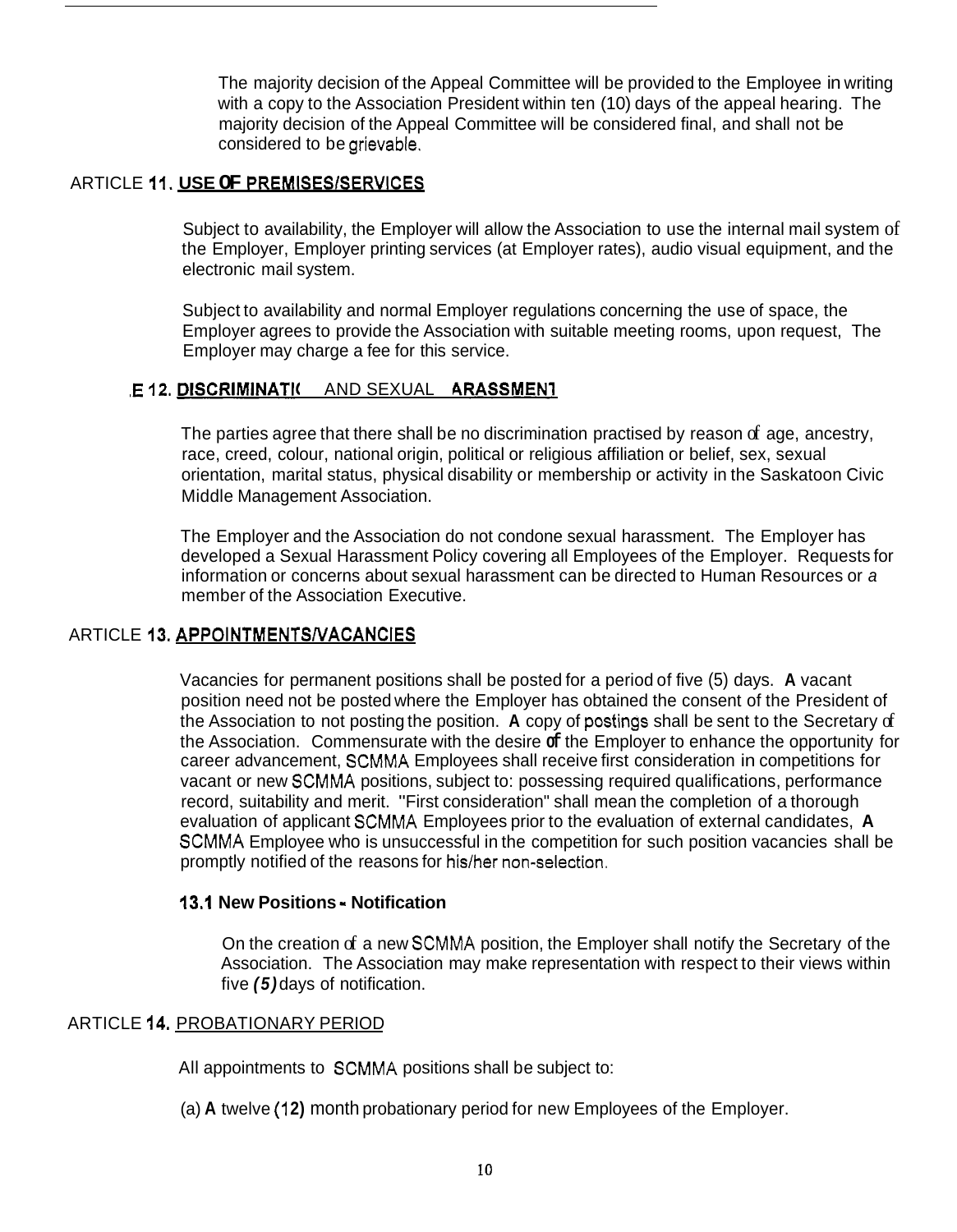The majority decision of the Appeal Committee will be provided to the Employee in writing with a copy to the Association President within ten (10) days of the appeal hearing. The majority decision of the Appeal Committee will be considered final, and shall not be considered to be grievable.

## ARTICLE 11. USE OF PREMISES/SERVICES

Subject to availability, the Employer will allow the Association to use the internal mail system of the Employer, Employer printing services (at Employer rates), audio visual equipment, and the electronic mail system.

Subject to availability and normal Employer regulations concerning the use of space, the Employer agrees to provide the Association with suitable meeting rooms, upon request, The Employer may charge a fee for this service.

## E 12. DISCRIMINATI( AND SEXUAL ARASSMEN1

The parties agree that there shall be no discrimination practised by reason of age, ancestry, race, creed, colour, national origin, political or religious affiliation or belief, sex, sexual orientation, marital status, physical disability or membership or activity in the Saskatoon Civic Middle Management Association.

The Employer and the Association do not condone sexual harassment. The Employer has developed a Sexual Harassment Policy covering all Employees of the Employer. Requests for information or concerns about sexual harassment can be directed to Human Resources or *a* member of the Association Executive.

## ARTICLE 13. APPOINTMENTS/VACANCIES

Vacancies for permanent positions shall be posted for a period of five (5) days. **A** vacant position need not be posted where the Employer has obtained the consent of the President of the Association to not posting the position. **A** copy of postings shall be sent to the Secretary of the Association. Commensurate with the desire of the Employer to enhance the opportunity for career advancement, SCMMA Employees shall receive first consideration in competitions for vacant or new SCMMA positions, subject to: possessing required qualifications, performance record, suitability and merit. "First consideration" shall mean the completion of a thorough evaluation of applicant SCMMA Employees prior to the evaluation of external candidates, **A** SCMMA Employee who is unsuccessful in the competition for such position vacancies shall be promptly notified of the reasons for his/her non-selection.

### 13.1 New Positions - Notification

On the creation of a new SCMMA position, the Employer shall notify the Secretary of the Association. The Association may make representation with respect to their views within five *(5)* days of notification.

## ARTICLE 14. PROBATIONARY PERIOD

All appointments to SCMMA positions shall be subject to:

(a) **A** twelve (12) month probationary period for new Employees of the Employer.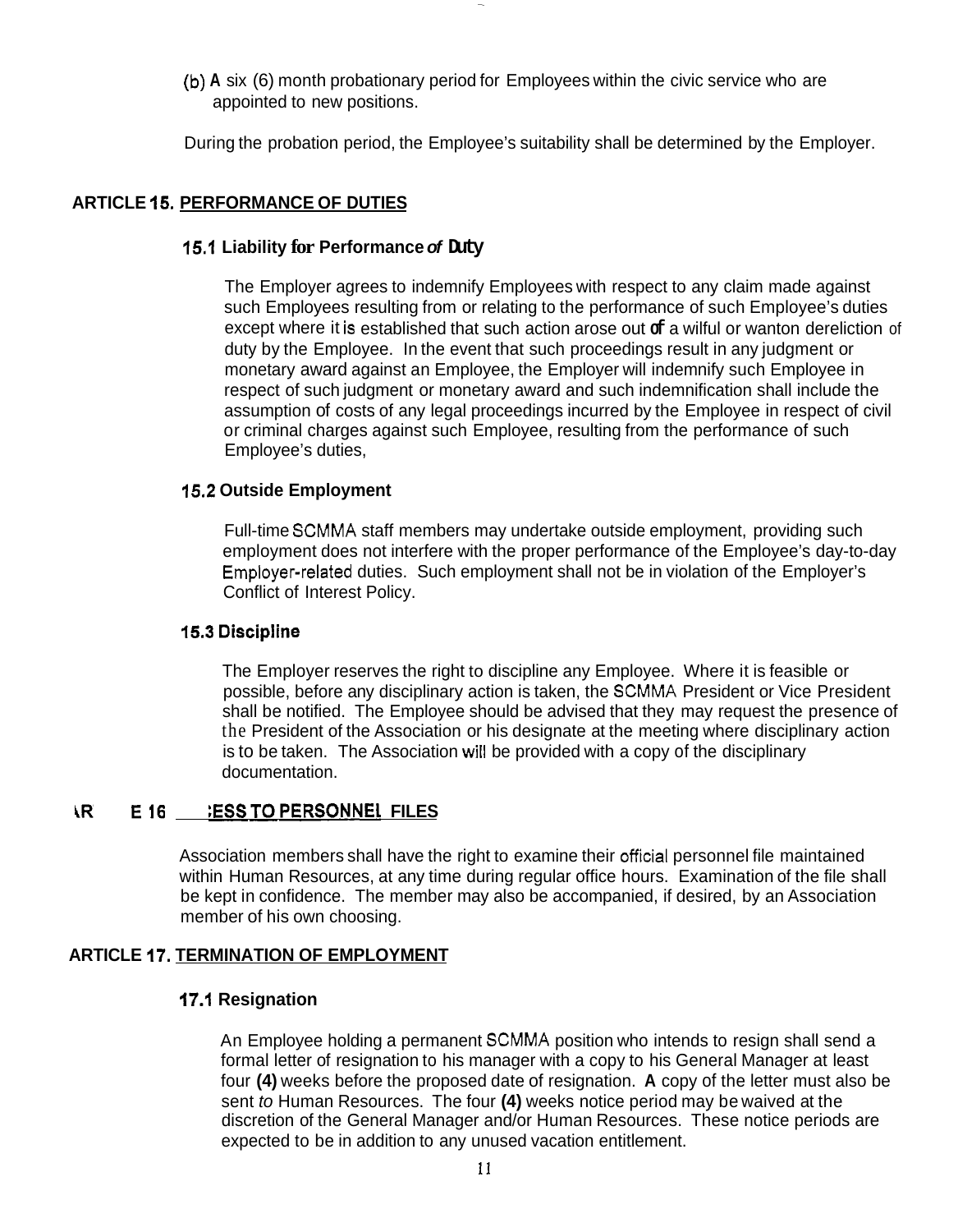(b) A six (6) month probationary period for Employees within the civic service who are appointed to new positions.

During the probation period, the Employee's suitability shall be determined by the Employer.

## ARTICLE 15. PERFORMANCE OF DUTIES

### 15.1 Liability for Performance of Duty

The Employer agrees to indemnify Employees with respect to any claim made against such Employees resulting from or relating to the performance of such Employee's duties except where it is established that such action arose out of a wilful or wanton dereliction of duty by the Employee. In the event that such proceedings result in any judgment or monetary award against an Employee, the Employer will indemnify such Employee in respect of such judgment or monetary award and such indemnification shall include the assumption of costs of any legal proceedings incurred by the Employee in respect of civil or criminal charges against such Employee, resulting from the performance of such Employee's duties,

### 15.2 Outside Employment

Full-time SCMMA staff members may undertake outside employment, providing such employment does not interfere with the proper performance of the Employee's day-to-day Employer-related duties. Such employment shall not be in violation of the Employer's Conflict of Interest Policy.

### 15.3 Discipline

The Employer reserves the right to discipline any Employee. Where it is feasible or possible, before any disciplinary action is taken, the SCMMA President or Vice President shall be notified. The Employee should be advised that they may request the presence of the President of the Association or his designate at the meeting where disciplinary action is to be taken. The Association will be provided with a copy of the disciplinary documentation.

## ARTICLE 16 ACCESS TO PERSONNEL FILES

Association members shall have the right to examine their official personnel file maintained within Human Resources, at any time during regular office hours. Examination of the file shall be kept in confidence. The member may also be accompanied, if desired, by an Association member of his own choosing.

## ARTICLE 17. TERMINATION OF EMPLOYMENT

### 17.1 Resignation

An Employee holding a permanent SCMMA position who intends to resign shall send a formal letter of resignation to his manager with a copy to his General Manager at least four **(4)** weeks before the proposed date of resignation. **A** copy of the letter must also be sent *to* Human Resources. The four **(4)** weeks notice period may be waived at the discretion of the General Manager and/or Human Resources. These notice periods are expected to be in addition to any unused vacation entitlement.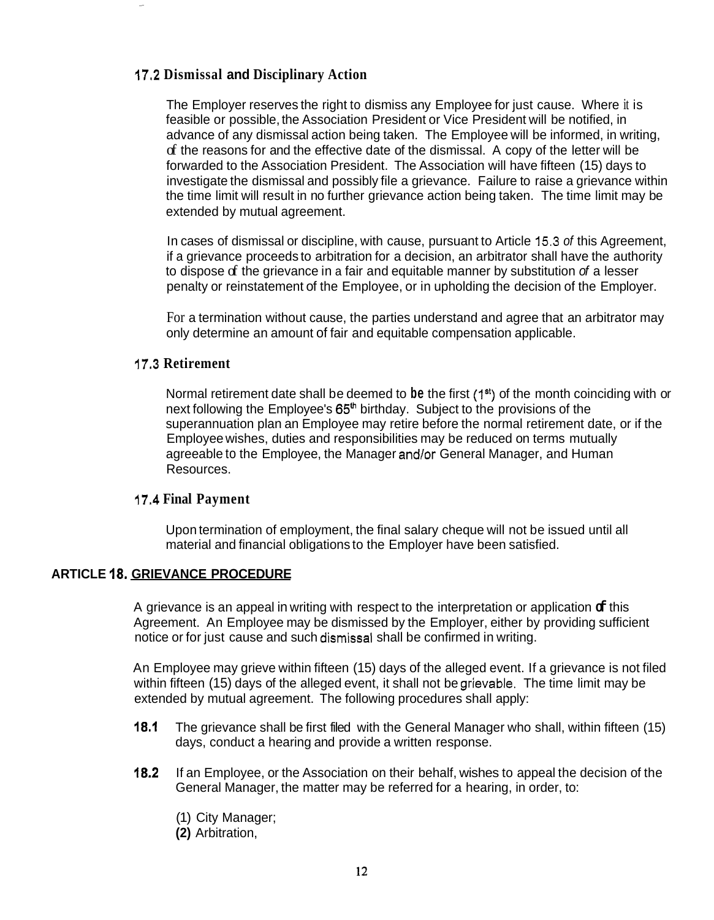### 17.2 Dismissal and Disciplinary Action

The Employer reserves the right to dismiss any Employee for just cause. Where it is feasible or possible, the Association President or Vice President will be notified, in advance of any dismissal action being taken. The Employee will be informed, in writing, of the reasons for and the effective date of the dismissal. A copy of the letter will be forwarded to the Association President. The Association will have fifteen (15) days to investigate the dismissal and possibly file a grievance. Failure to raise a grievance within the time limit will result in no further grievance action being taken. The time limit may be extended by mutual agreement.

In cases of dismissal or discipline, with cause, pursuant to Article 15.3 *of* this Agreement, if a grievance proceeds to arbitration for a decision, an arbitrator shall have the authority to dispose of the grievance in a fair and equitable manner by substitution *of* a lesser penalty or reinstatement of the Employee, or in upholding the decision of the Employer.

For a termination without cause, the parties understand and agree that an arbitrator may only determine an amount of fair and equitable compensation applicable.

### 17.3 Retirement

Normal retirement date shall be deemed to be the first (1st) of the month coinciding with or next following the Employee's 65th birthday. Subject to the provisions of the superannuation plan an Employee may retire before the normal retirement date, or if the Employee wishes, duties and responsibilities may be reduced on terms mutually agreeable to the Employee, the Manager and/or General Manager, and Human Resources.

### 17.4 Final Payment

Upon termination of employment, the final salary cheque will not be issued until all material and financial obligations to the Employer have been satisfied.

## ARTICLE 18. GRIEVANCE PROCEDURE

A grievance is an appeal in writing with respect to the interpretation or application of this Agreement. An Employee may be dismissed by the Employer, either by providing sufficient notice or for just cause and such dismissal shall be confirmed in writing.

An Employee may grieve within fifteen (15) days of the alleged event. If a grievance is not filed within fifteen (15) days of the alleged event, it shall not be grievable. The time limit may be extended by mutual agreement. The following procedures shall apply:

**18.1** The grievance shall be first filed with the General Manager who shall, within fifteen (15) days, conduct a hearing and provide a written response.

**18.2** If an Employee, or the Association on their behalf, wishes to appeal the decision of the General Manager, the matter may be referred for a hearing, in order, to:

(1) City Manager;
(2) Arbitration,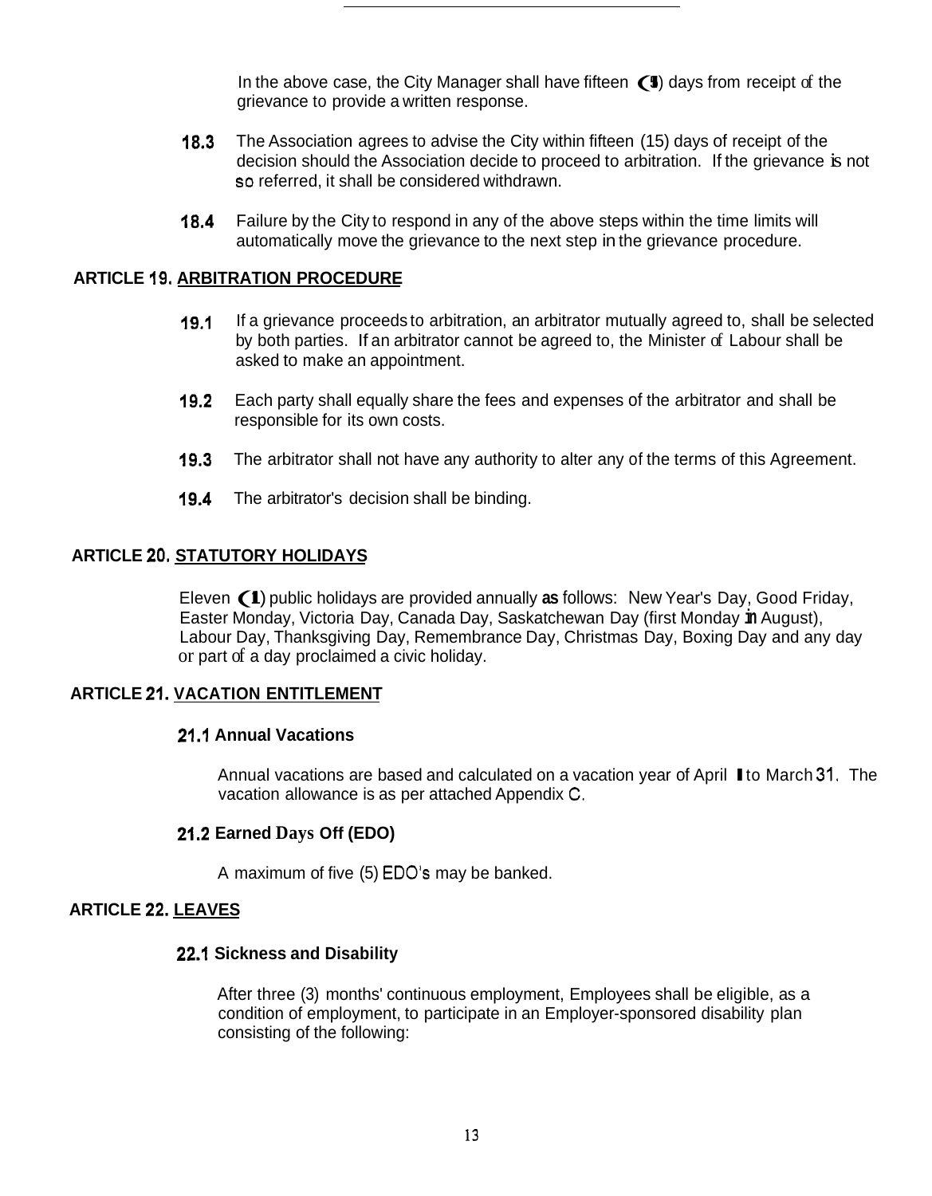In the above case, the City Manager shall have fifteen (15) days from receipt of the grievance to provide a written response.

**18.3** The Association agrees to advise the City within fifteen (15) days of receipt of the decision should the Association decide to proceed to arbitration. If the grievance is not so referred, it shall be considered withdrawn.

**18.4** Failure by the City to respond in any of the above steps within the time limits will automatically move the grievance to the next step in the grievance procedure.

## ARTICLE 19. ARBITRATION PROCEDURE

**19.1** If a grievance proceeds to arbitration, an arbitrator mutually agreed to, shall be selected by both parties. If an arbitrator cannot be agreed to, the Minister of Labour shall be asked to make an appointment.

**19.2** Each party shall equally share the fees and expenses of the arbitrator and shall be responsible for its own costs.

**19.3** The arbitrator shall not have any authority to alter any of the terms of this Agreement.

**19.4** The arbitrator's decision shall be binding.

## ARTICLE 20. STATUTORY HOLIDAYS

Eleven (11) public holidays are provided annually as follows: New Year's Day, Good Friday, Easter Monday, Victoria Day, Canada Day, Saskatchewan Day (first Monday in August), Labour Day, Thanksgiving Day, Remembrance Day, Christmas Day, Boxing Day and any day or part of a day proclaimed a civic holiday.

## ARTICLE 21. VACATION ENTITLEMENT

### 21.1 Annual Vacations

Annual vacations are based and calculated on a vacation year of April 1 to March 31. The vacation allowance is as per attached Appendix C.

### 21.2 Earned Days Off (EDO)

A maximum of five (5) EDO's may be banked.

## ARTICLE 22. LEAVES

### 22.1 Sickness and Disability

After three (3) months' continuous employment, Employees shall be eligible, as a condition of employment, to participate in an Employer-sponsored disability plan consisting of the following: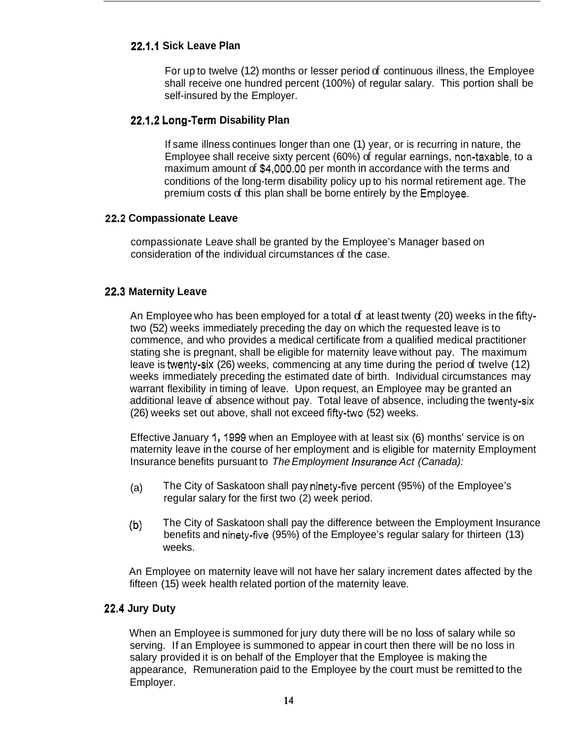#### 22.1.1 Sick Leave Plan

For up to twelve (12) months or lesser period of continuous illness, the Employee shall receive one hundred percent (100%) of regular salary. This portion shall be self-insured by the Employer.

#### 22.1.2 Long-Term Disability Plan

If same illness continues longer than one (1) year, or is recurring in nature, the Employee shall receive sixty percent (60%) of regular earnings, non-taxable, to a maximum amount of $4,000.00 per month in accordance with the terms and conditions of the long-term disability policy up to his normal retirement age. The premium costs of this plan shall be borne entirely by the Employee.

### 22.2 Compassionate Leave

compassionate Leave shall be granted by the Employee's Manager based on consideration of the individual circumstances of the case.

### 22.3 Maternity Leave

An Employee who has been employed for a total of at least twenty (20) weeks in the fifty-two (52) weeks immediately preceding the day on which the requested leave is to commence, and who provides a medical certificate from a qualified medical practitioner stating she is pregnant, shall be eligible for maternity leave without pay. The maximum leave is twenty-six (26) weeks, commencing at any time during the period of twelve (12) weeks immediately preceding the estimated date of birth. Individual circumstances may warrant flexibility in timing of leave. Upon request, an Employee may be granted an additional leave of absence without pay. Total leave of absence, including the twenty-six (26) weeks set out above, shall not exceed fifty-two (52) weeks.

Effective January 1, 1999 when an Employee with at least six (6) months' service is on maternity leave in the course of her employment and is eligible for maternity Employment Insurance benefits pursuant to *The Employment Insurance Act (Canada):*

(a) The City of Saskatoon shall pay ninety-five percent (95%) of the Employee's regular salary for the first two (2) week period.

(b) The City of Saskatoon shall pay the difference between the Employment Insurance benefits and ninety-five (95%) of the Employee's regular salary for thirteen (13) weeks.

An Employee on maternity leave will not have her salary increment dates affected by the fifteen (15) week health related portion of the maternity leave.

### 22.4 Jury Duty

When an Employee is summoned for jury duty there will be no loss of salary while so serving. If an Employee is summoned to appear in court then there will be no loss in salary provided it is on behalf of the Employer that the Employee is making the appearance, Remuneration paid to the Employee by the court must be remitted to the Employer.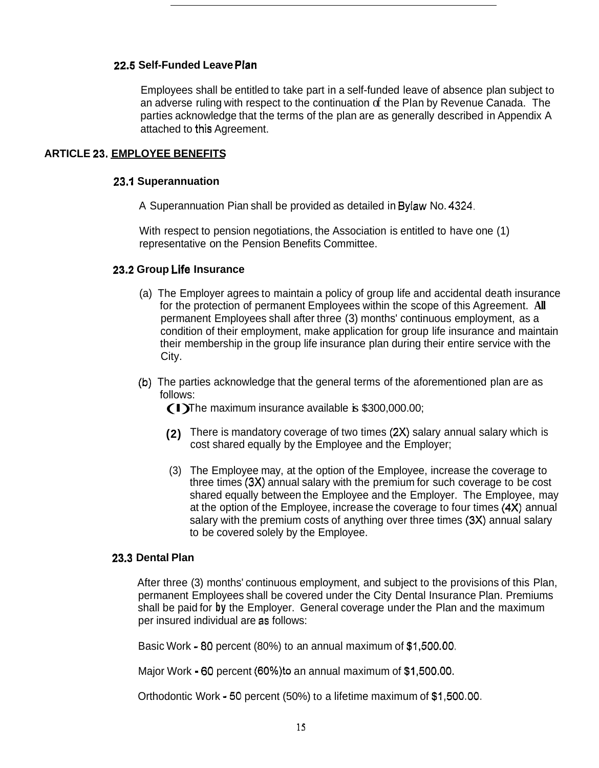### 22.5 Self-Funded Leave Plan

Employees shall be entitled to take part in a self-funded leave of absence plan subject to an adverse ruling with respect to the continuation of the Plan by Revenue Canada. The parties acknowledge that the terms of the plan are as generally described in Appendix A attached to this Agreement.

## ARTICLE 23. EMPLOYEE BENEFITS

### 23.1 Superannuation

A Superannuation Pian shall be provided as detailed in Bylaw No. 4324.

With respect to pension negotiations, the Association is entitled to have one (1) representative on the Pension Benefits Committee.

### 23.2 Group Life Insurance

(a) The Employer agrees to maintain a policy of group life and accidental death insurance for the protection of permanent Employees within the scope of this Agreement. All permanent Employees shall after three (3) months' continuous employment, as a condition of their employment, make application for group life insurance and maintain their membership in the group life insurance plan during their entire service with the City.

(b) The parties acknowledge that the general terms of the aforementioned plan are as follows:

(1) The maximum insurance available is $300,000.00;

(2) There is mandatory coverage of two times (2X) salary annual salary which is cost shared equally by the Employee and the Employer;

(3) The Employee may, at the option of the Employee, increase the coverage to three times (3X) annual salary with the premium for such coverage to be cost shared equally between the Employee and the Employer. The Employee, may at the option of the Employee, increase the coverage to four times (4X) annual salary with the premium costs of anything over three times (3X) annual salary to be covered solely by the Employee.

### 23.3 Dental Plan

After three (3) months' continuous employment, and subject to the provisions of this Plan, permanent Employees shall be covered under the City Dental Insurance Plan. Premiums shall be paid for by the Employer. General coverage under the Plan and the maximum per insured individual are as follows:

Basic Work - 80 percent (80%) to an annual maximum of $1,500.00.

Major Work - 60 percent (60%)to an annual maximum of $1,500.00.

Orthodontic Work - 50 percent (50%) to a lifetime maximum of $1,500.00.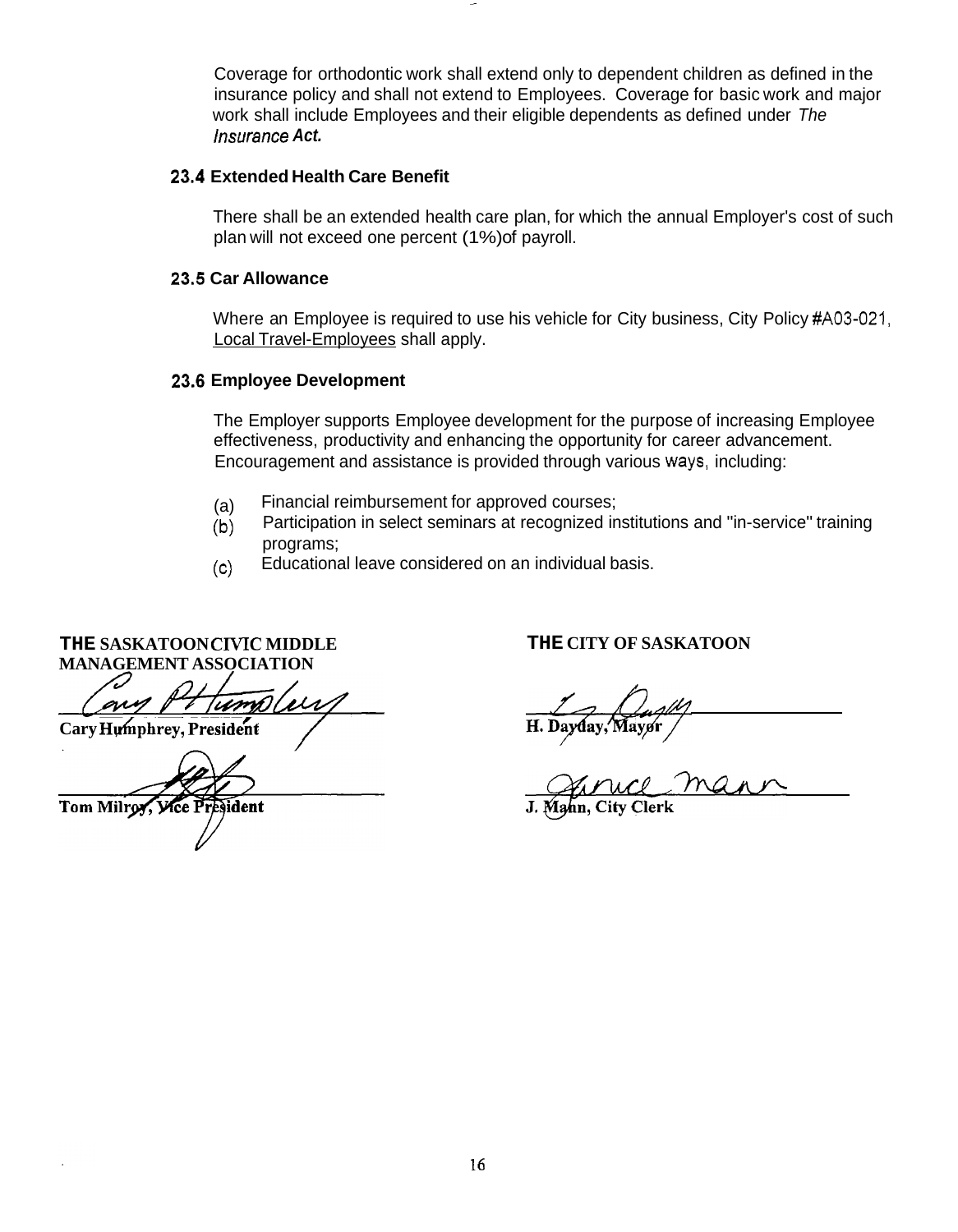Coverage for orthodontic work shall extend only to dependent children as defined in the insurance policy and shall not extend to Employees. Coverage for basic work and major work shall include Employees and their eligible dependents as defined under *The Insurance Act.*

### 23.4 Extended Health Care Benefit

There shall be an extended health care plan, for which the annual Employer's cost of such plan will not exceed one percent (1%) of payroll.

### 23.5 Car Allowance

Where an Employee is required to use his vehicle for City business, City Policy #A03-021, Local Travel-Employees shall apply.

### 23.6 Employee Development

The Employer supports Employee development for the purpose of increasing Employee effectiveness, productivity and enhancing the opportunity for career advancement. Encouragement and assistance is provided through various ways, including:

(a) Financial reimbursement for approved courses;
(b) Participation in select seminars at recognized institutions and "in-service" training programs;
(c) Educational leave considered on an individual basis.

**THE SASKATOON CIVIC MIDDLE MANAGEMENT ASSOCIATION**

Cary Humphrey, President

Tom Milroy, Vice President

**THE CITY OF SASKATOON**

H. Dayday, Mayor

J. Mann, City Clerk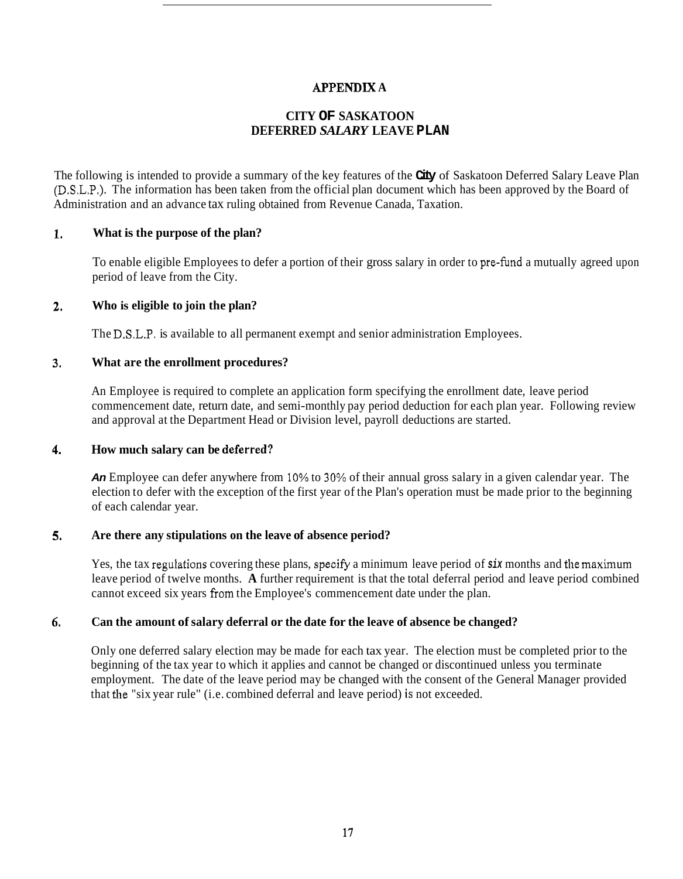# APPENDIX A

## CITY OF SASKATOON
## DEFERRED SALARY LEAVE PLAN

The following is intended to provide a summary of the key features of the City of Saskatoon Deferred Salary Leave Plan (D.S.L.P.). The information has been taken from the official plan document which has been approved by the Board of Administration and an advance tax ruling obtained from Revenue Canada, Taxation.

### 1. What is the purpose of the plan?

To enable eligible Employees to defer a portion of their gross salary in order to pre-fund a mutually agreed upon period of leave from the City.

### 2. Who is eligible to join the plan?

The D.S.L.P. is available to all permanent exempt and senior administration Employees.

### 3. What are the enrollment procedures?

An Employee is required to complete an application form specifying the enrollment date, leave period commencement date, return date, and semi-monthly pay period deduction for each plan year. Following review and approval at the Department Head or Division level, payroll deductions are started.

### 4. How much salary can be deferred?

An Employee can defer anywhere from 10% to 30% of their annual gross salary in a given calendar year. The election to defer with the exception of the first year of the Plan's operation must be made prior to the beginning of each calendar year.

### 5. Are there any stipulations on the leave of absence period?

Yes, the tax regulations covering these plans, specify a minimum leave period of six months and the maximum leave period of twelve months. A further requirement is that the total deferral period and leave period combined cannot exceed six years from the Employee's commencement date under the plan.

### 6. Can the amount of salary deferral or the date for the leave of absence be changed?

Only one deferred salary election may be made for each tax year. The election must be completed prior to the beginning of the tax year to which it applies and cannot be changed or discontinued unless you terminate employment. The date of the leave period may be changed with the consent of the General Manager provided that the "six year rule" (i.e. combined deferral and leave period) is not exceeded.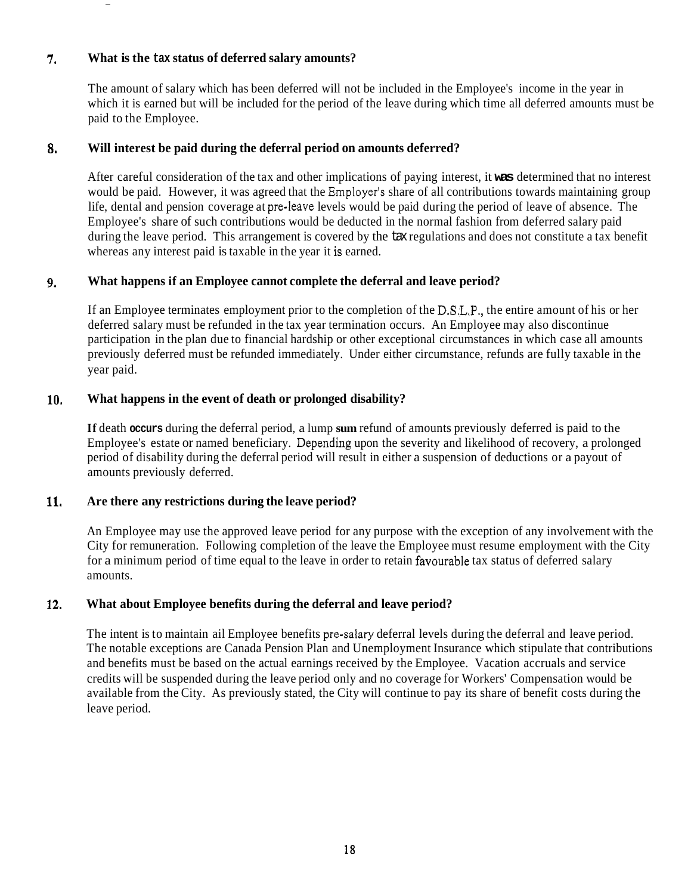7. **What is the tax status of deferred salary amounts?**

The amount of salary which has been deferred will not be included in the Employee's income in the year in which it is earned but will be included for the period of the leave during which time all deferred amounts must be paid to the Employee.

8. **Will interest be paid during the deferral period on amounts deferred?**

After careful consideration of the tax and other implications of paying interest, it was determined that no interest would be paid. However, it was agreed that the Employer's share of all contributions towards maintaining group life, dental and pension coverage at pre-leave levels would be paid during the period of leave of absence. The Employee's share of such contributions would be deducted in the normal fashion from deferred salary paid during the leave period. This arrangement is covered by the tax regulations and does not constitute a tax benefit whereas any interest paid is taxable in the year it is earned.

9. **What happens if an Employee cannot complete the deferral and leave period?**

If an Employee terminates employment prior to the completion of the D.S.L.P., the entire amount of his or her deferred salary must be refunded in the tax year termination occurs. An Employee may also discontinue participation in the plan due to financial hardship or other exceptional circumstances in which case all amounts previously deferred must be refunded immediately. Under either circumstance, refunds are fully taxable in the year paid.

10. **What happens in the event of death or prolonged disability?**

If death occurs during the deferral period, a lump sum refund of amounts previously deferred is paid to the Employee's estate or named beneficiary. Depending upon the severity and likelihood of recovery, a prolonged period of disability during the deferral period will result in either a suspension of deductions or a payout of amounts previously deferred.

11. **Are there any restrictions during the leave period?**

An Employee may use the approved leave period for any purpose with the exception of any involvement with the City for remuneration. Following completion of the leave the Employee must resume employment with the City for a minimum period of time equal to the leave in order to retain favourable tax status of deferred salary amounts.

12. **What about Employee benefits during the deferral and leave period?**

The intent is to maintain ail Employee benefits pre-salary deferral levels during the deferral and leave period. The notable exceptions are Canada Pension Plan and Unemployment Insurance which stipulate that contributions and benefits must be based on the actual earnings received by the Employee. Vacation accruals and service credits will be suspended during the leave period only and no coverage for Workers' Compensation would be available from the City. As previously stated, the City will continue to pay its share of benefit costs during the leave period.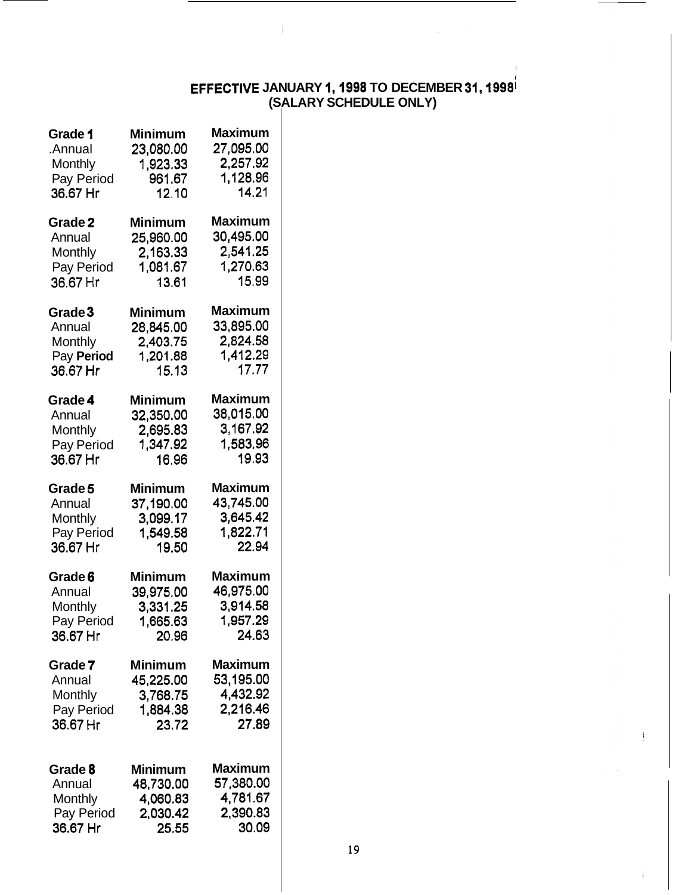**EFFECTIVE JANUARY 1, 1998 TO DECEMBER 31, 1998**
**(SALARY SCHEDULE ONLY)**

| Grade 1 | Minimum | Maximum |
|---|---|---|
| .Annual | 23,080.00 | 27,095.00 |
| Monthly | 1,923.33 | 2,257.92 |
| Pay Period | 961.67 | 1,128.96 |
| 36.67 Hr | 12.10 | 14.21 |

| Grade 2 | Minimum | Maximum |
|---|---|---|
| Annual | 25,960.00 | 30,495.00 |
| Monthly | 2,163.33 | 2,541.25 |
| Pay Period | 1,081.67 | 1,270.63 |
| 36.67 Hr | 13.61 | 15.99 |

| Grade 3 | Minimum | Maximum |
|---|---|---|
| Annual | 28,845.00 | 33,895.00 |
| Monthly | 2,403.75 | 2,824.58 |
| Pay Period | 1,201.88 | 1,412.29 |
| 36.67 Hr | 15.13 | 17.77 |

| Grade 4 | Minimum | Maximum |
|---|---|---|
| Annual | 32,350.00 | 38,015.00 |
| Monthly | 2,695.83 | 3,167.92 |
| Pay Period | 1,347.92 | 1,583.96 |
| 36.67 Hr | 16.96 | 19.93 |

| Grade 5 | Minimum | Maximum |
|---|---|---|
| Annual | 37,190.00 | 43,745.00 |
| Monthly | 3,099.17 | 3,645.42 |
| Pay Period | 1,549.58 | 1,822.71 |
| 36.67 Hr | 19.50 | 22.94 |

| Grade 6 | Minimum | Maximum |
|---|---|---|
| Annual | 39,975.00 | 46,975.00 |
| Monthly | 3,331.25 | 3,914.58 |
| Pay Period | 1,665.63 | 1,957.29 |
| 36.67 Hr | 20.96 | 24.63 |

| Grade 7 | Minimum | Maximum |
|---|---|---|
| Annual | 45,225.00 | 53,195.00 |
| Monthly | 3,768.75 | 4,432.92 |
| Pay Period | 1,884.38 | 2,216.46 |
| 36.67 Hr | 23.72 | 27.89 |

| Grade 8 | Minimum | Maximum |
|---|---|---|
| Annual | 48,730.00 | 57,380.00 |
| Monthly | 4,060.83 | 4,781.67 |
| Pay Period | 2,030.42 | 2,390.83 |
| 36.67 Hr | 25.55 | 30.09 |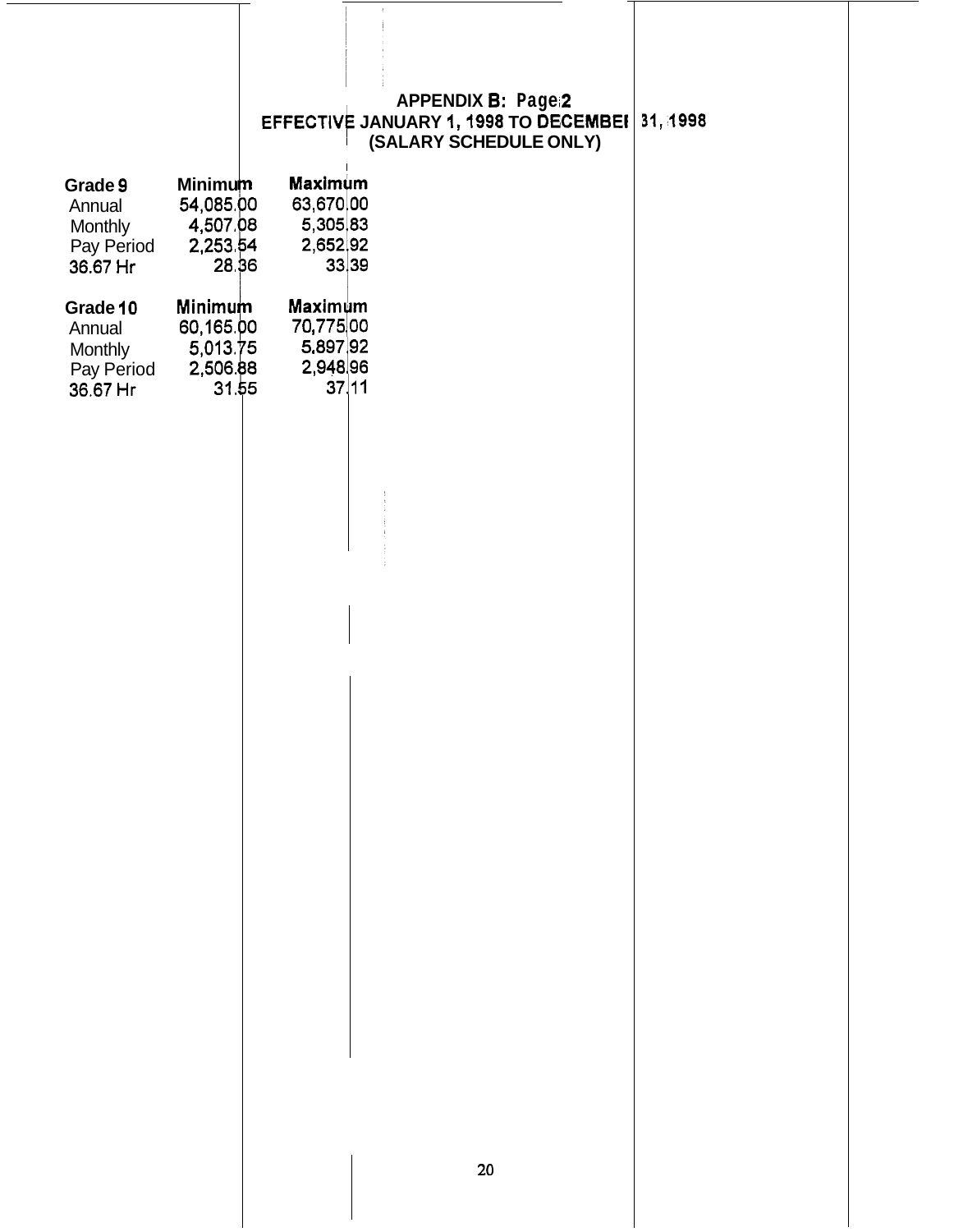**APPENDIX B: Page 2**
**EFFECTIVE JANUARY 1, 1998 TO DECEMBER 31, 1998**
**(SALARY SCHEDULE ONLY)**

| Grade 9 | Minimum | Maximum |
|---|---|---|
| Annual | 54,085.00 | 63,670.00 |
| Monthly | 4,507.08 | 5,305.83 |
| Pay Period | 2,253.54 | 2,652.92 |
| 36.67 Hr | 28.36 | 33.39 |

| Grade 10 | Minimum | Maximum |
|---|---|---|
| Annual | 60,165.00 | 70,775.00 |
| Monthly | 5,013.75 | 5,897.92 |
| Pay Period | 2,506.88 | 2,948.96 |
| 36.67 Hr | 31.55 | 37.11 |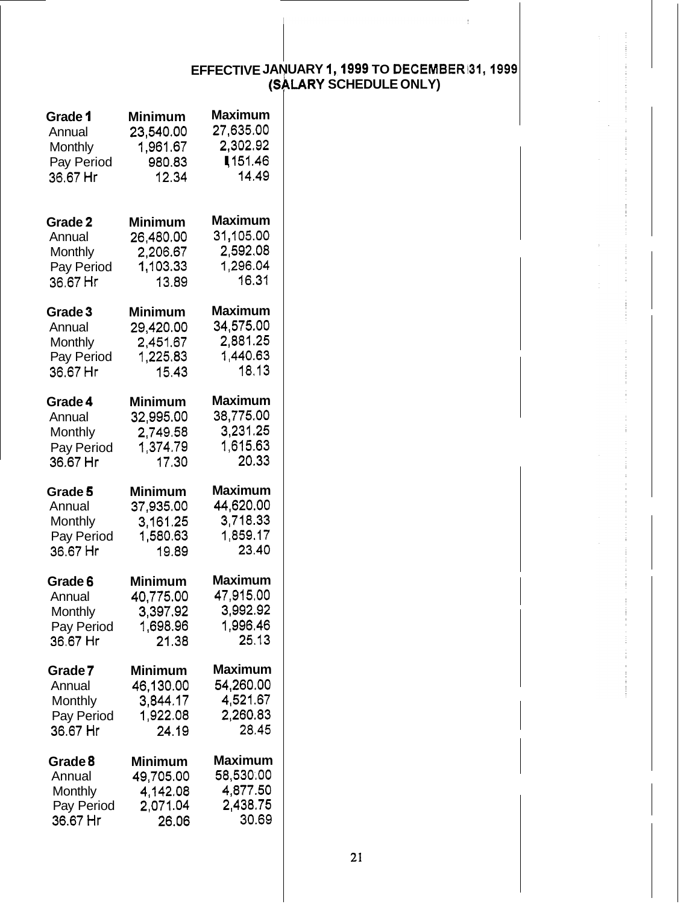**EFFECTIVE JANUARY 1, 1999 TO DECEMBER 31, 1999**
**(SALARY SCHEDULE ONLY)**

| Grade 1 | Minimum | Maximum |
|---|---|---|
| Annual | 23,540.00 | 27,635.00 |
| Monthly | 1,961.67 | 2,302.92 |
| Pay Period | 980.83 | 1,151.46 |
| 36.67 Hr | 12.34 | 14.49 |

| Grade 2 | Minimum | Maximum |
|---|---|---|
| Annual | 26,480.00 | 31,105.00 |
| Monthly | 2,206.67 | 2,592.08 |
| Pay Period | 1,103.33 | 1,296.04 |
| 36.67 Hr | 13.89 | 16.31 |

| Grade 3 | Minimum | Maximum |
|---|---|---|
| Annual | 29,420.00 | 34,575.00 |
| Monthly | 2,451.67 | 2,881.25 |
| Pay Period | 1,225.83 | 1,440.63 |
| 36.67 Hr | 15.43 | 18.13 |

| Grade 4 | Minimum | Maximum |
|---|---|---|
| Annual | 32,995.00 | 38,775.00 |
| Monthly | 2,749.58 | 3,231.25 |
| Pay Period | 1,374.79 | 1,615.63 |
| 36.67 Hr | 17.30 | 20.33 |

| Grade 5 | Minimum | Maximum |
|---|---|---|
| Annual | 37,935.00 | 44,620.00 |
| Monthly | 3,161.25 | 3,718.33 |
| Pay Period | 1,580.63 | 1,859.17 |
| 36.67 Hr | 19.89 | 23.40 |

| Grade 6 | Minimum | Maximum |
|---|---|---|
| Annual | 40,775.00 | 47,915.00 |
| Monthly | 3,397.92 | 3,992.92 |
| Pay Period | 1,698.96 | 1,996.46 |
| 36.67 Hr | 21.38 | 25.13 |

| Grade 7 | Minimum | Maximum |
|---|---|---|
| Annual | 46,130.00 | 54,260.00 |
| Monthly | 3,844.17 | 4,521.67 |
| Pay Period | 1,922.08 | 2,260.83 |
| 36.67 Hr | 24.19 | 28.45 |

| Grade 8 | Minimum | Maximum |
|---|---|---|
| Annual | 49,705.00 | 58,530.00 |
| Monthly | 4,142.08 | 4,877.50 |
| Pay Period | 2,071.04 | 2,438.75 |
| 36.67 Hr | 26.06 | 30.69 |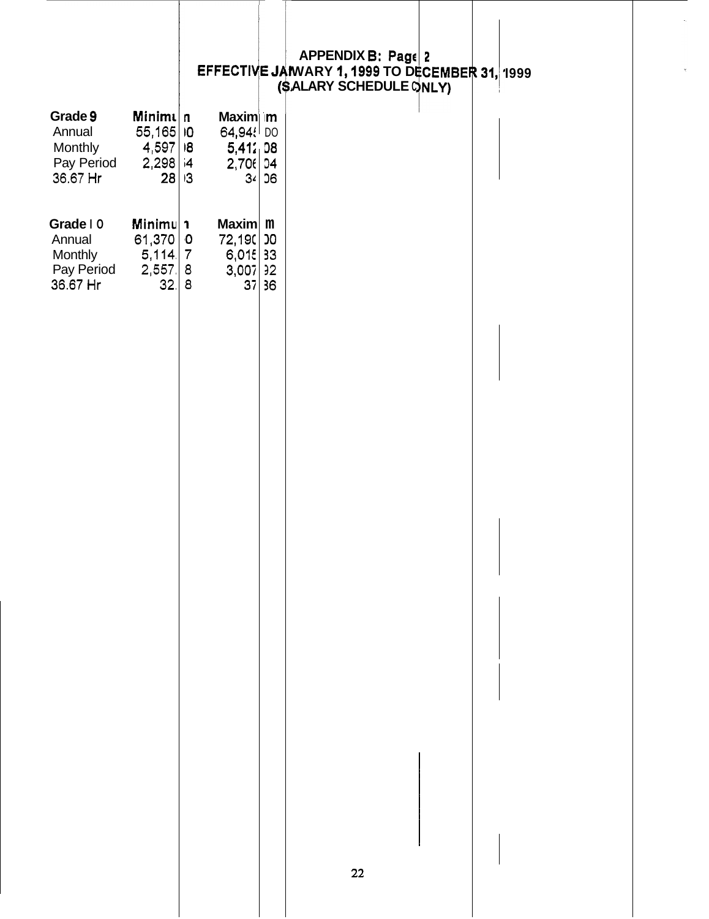**APPENDIX B: Page 2**
**EFFECTIVE JANUARY 1, 1999 TO DECEMBER 31, 1999**
**(SALARY SCHEDULE ONLY)**

| Grade 9 | Minimum | Maximum |
|---|---|---|
| Annual | 55,165.00 | 64,945.00 |
| Monthly | 4,597.08 | 5,412.08 |
| Pay Period | 2,298.54 | 2,706.04 |
| 36.67 Hr | 28.93 | 34.06 |

| Grade 10 | Minimum | Maximum |
|---|---|---|
| Annual | 61,370.00 | 72,190.00 |
| Monthly | 5,114.17 | 6,015.83 |
| Pay Period | 2,557.08 | 3,007.92 |
| 36.67 Hr | 32.18 | 37.86 |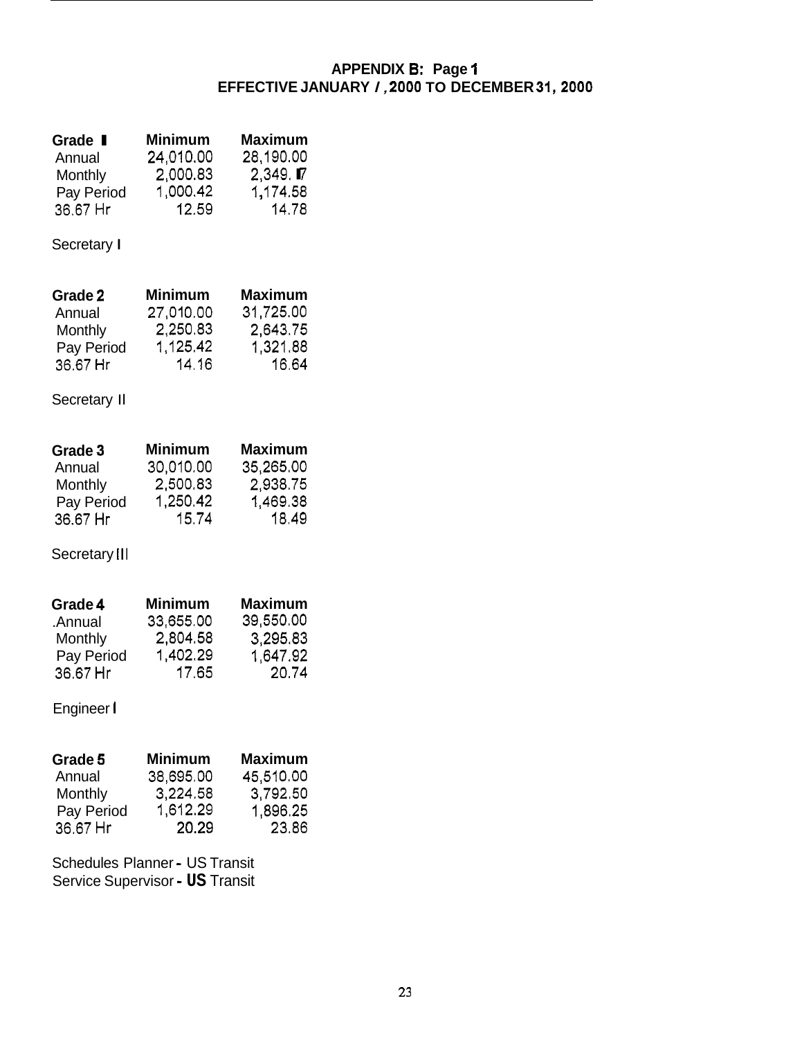**APPENDIX B: Page 1**
**EFFECTIVE JANUARY 1, 2000 TO DECEMBER 31, 2000**

| Grade 1 | Minimum | Maximum |
|---|---|---|
| Annual | 24,010.00 | 28,190.00 |
| Monthly | 2,000.83 | 2,349.17 |
| Pay Period | 1,000.42 | 1,174.58 |
| 36.67 Hr | 12.59 | 14.78 |

Secretary I

| Grade 2 | Minimum | Maximum |
|---|---|---|
| Annual | 27,010.00 | 31,725.00 |
| Monthly | 2,250.83 | 2,643.75 |
| Pay Period | 1,125.42 | 1,321.88 |
| 36.67 Hr | 14.16 | 16.64 |

Secretary II

| Grade 3 | Minimum | Maximum |
|---|---|---|
| Annual | 30,010.00 | 35,265.00 |
| Monthly | 2,500.83 | 2,938.75 |
| Pay Period | 1,250.42 | 1,469.38 |
| 36.67 Hr | 15.74 | 18.49 |

Secretary III

| Grade 4 | Minimum | Maximum |
|---|---|---|
| Annual | 33,655.00 | 39,550.00 |
| Monthly | 2,804.58 | 3,295.83 |
| Pay Period | 1,402.29 | 1,647.92 |
| 36.67 Hr | 17.65 | 20.74 |

Engineer I

| Grade 5 | Minimum | Maximum |
|---|---|---|
| Annual | 38,695.00 | 45,510.00 |
| Monthly | 3,224.58 | 3,792.50 |
| Pay Period | 1,612.29 | 1,896.25 |
| 36.67 Hr | 20.29 | 23.86 |

Schedules Planner - US Transit
Service Supervisor - US Transit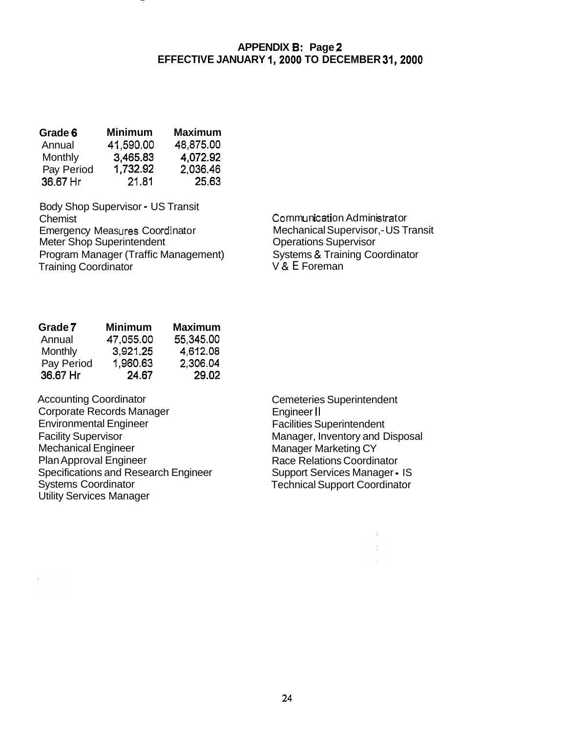**APPENDIX B: Page 2**
**EFFECTIVE JANUARY 1, 2000 TO DECEMBER 31, 2000**

| Grade 6 | Minimum | Maximum |
|---|---|---|
| Annual | 41,590.00 | 48,875.00 |
| Monthly | 3,465.83 | 4,072.92 |
| Pay Period | 1,732.92 | 2,036.46 |
| 36.67 Hr | 21.81 | 25.63 |

Body Shop Supervisor - US Transit
Chemist
Emergency Measures Coordinator
Meter Shop Superintendent
Program Manager (Traffic Management)
Training Coordinator
Communication Administrator
Mechanical Supervisor,- US Transit
Operations Supervisor
Systems & Training Coordinator
V & E Foreman

| Grade 7 | Minimum | Maximum |
|---|---|---|
| Annual | 47,055.00 | 55,345.00 |
| Monthly | 3,921.25 | 4,612.08 |
| Pay Period | 1,960.63 | 2,306.04 |
| 36.67 Hr | 24.67 | 29.02 |

Accounting Coordinator
Corporate Records Manager
Environmental Engineer
Facility Supervisor
Mechanical Engineer
Plan Approval Engineer
Specifications and Research Engineer
Systems Coordinator
Utility Services Manager
Cemeteries Superintendent
Engineer II
Facilities Superintendent
Manager, Inventory and Disposal
Manager Marketing CY
Race Relations Coordinator
Support Services Manager - IS
Technical Support Coordinator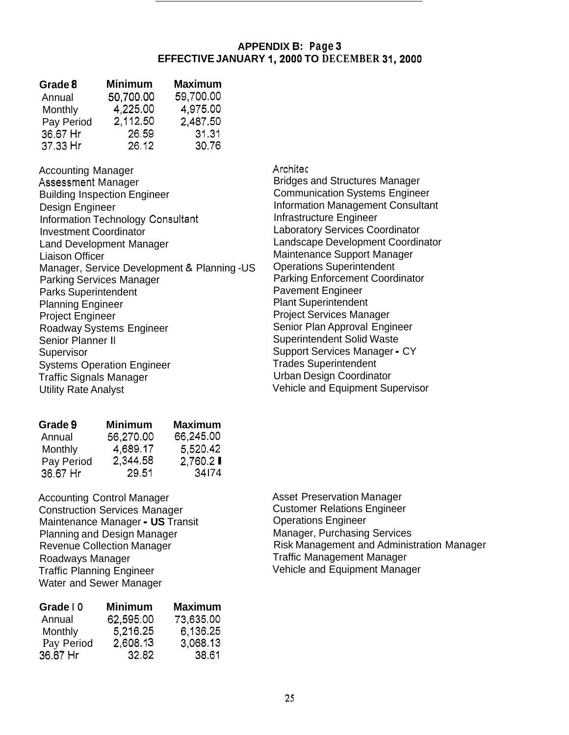## APPENDIX B: Page 3
## EFFECTIVE JANUARY 1, 2000 TO DECEMBER 31, 2000

| Grade 8 | Minimum | Maximum |
|---|---|---|
| Annual | 50,700.00 | 59,700.00 |
| Monthly | 4,225.00 | 4,975.00 |
| Pay Period | 2,112.50 | 2,487.50 |
| 36.67 Hr | 26.59 | 31.31 |
| 37.33 Hr | 26.12 | 30.76 |

Accounting Manager
Assessment Manager
Building Inspection Engineer
Design Engineer
Information Technology Consultant
Investment Coordinator
Land Development Manager
Liaison Officer
Manager, Service Development & Planning -US
Parking Services Manager
Parks Superintendent
Planning Engineer
Project Engineer
Roadway Systems Engineer
Senior Planner II
Supervisor
Systems Operation Engineer
Traffic Signals Manager
Utility Rate Analyst
Architec
Bridges and Structures Manager
Communication Systems Engineer
Information Management Consultant
Infrastructure Engineer
Laboratory Services Coordinator
Landscape Development Coordinator
Maintenance Support Manager
Operations Superintendent
Parking Enforcement Coordinator
Pavement Engineer
Plant Superintendent
Project Services Manager
Senior Plan Approval Engineer
Superintendent Solid Waste
Support Services Manager - CY
Trades Superintendent
Urban Design Coordinator
Vehicle and Equipment Supervisor

| Grade 9 | Minimum | Maximum |
|---|---|---|
| Annual | 56,270.00 | 66,245.00 |
| Monthly | 4,689.17 | 5,520.42 |
| Pay Period | 2,344.58 | 2,760.21 |
| 36.67 Hr | 29.51 | 34.74 |

Accounting Control Manager
Construction Services Manager
Maintenance Manager - **US** Transit
Planning and Design Manager
Revenue Collection Manager
Roadways Manager
Traffic Planning Engineer
Water and Sewer Manager
Asset Preservation Manager
Customer Relations Engineer
Operations Engineer
Manager, Purchasing Services
Risk Management and Administration Manager
Traffic Management Manager
Vehicle and Equipment Manager

| Grade 10 | Minimum | Maximum |
|---|---|---|
| Annual | 62,595.00 | 73,635.00 |
| Monthly | 5,216.25 | 6,136.25 |
| Pay Period | 2,608.13 | 3,068.13 |
| 36.67 Hr | 32.82 | 38.61 |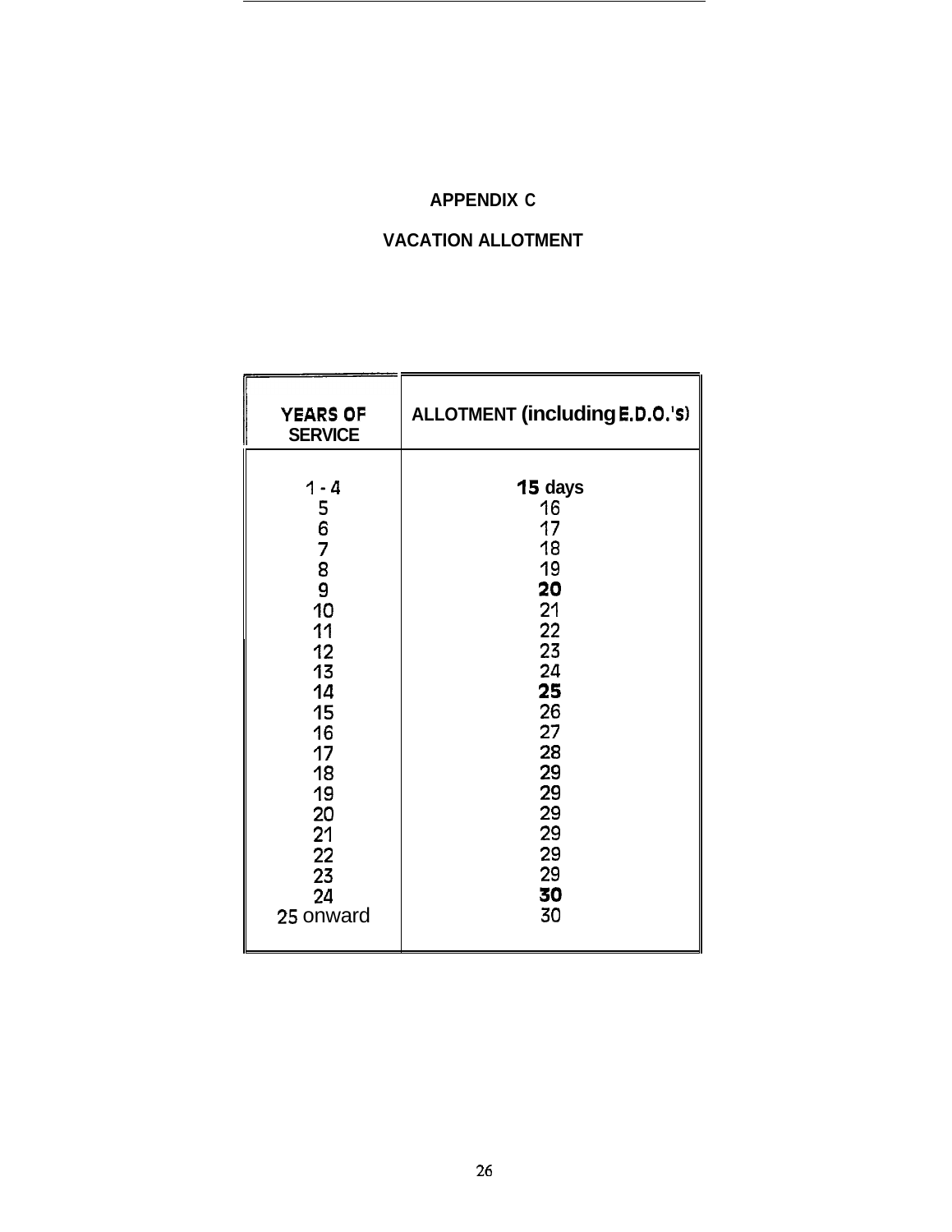## APPENDIX C

## VACATION ALLOTMENT

| YEARS OF SERVICE | ALLOTMENT (including E.D.O.'s) |
|---|---|
| 1 - 4 | 15 days |
| 5 | 16 |
| 6 | 17 |
| 7 | 18 |
| 8 | 19 |
| 9 | 20 |
| 10 | 21 |
| 11 | 22 |
| 12 | 23 |
| 13 | 24 |
| 14 | 25 |
| 15 | 26 |
| 16 | 27 |
| 17 | 28 |
| 18 | 29 |
| 19 | 29 |
| 20 | 29 |
| 21 | 29 |
| 22 | 29 |
| 23 | 29 |
| 24 | 30 |
| 25 onward | 30 |